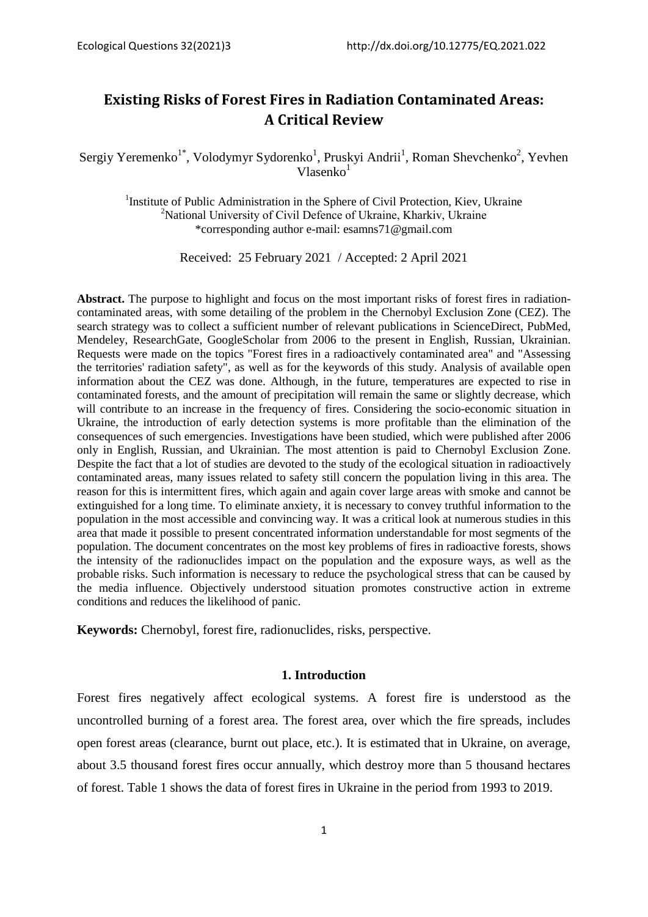# Existing Risks of Forest Fires in Radiation Contaminated Areas: A Critical Review

Sergiy Yeremenko[1*], Volodymyr Sydorenko[1], Pruskyi Andrii[1], Roman Shevchenko[2], Yevhen Vlasenko[1]

[1]Institute of Public Administration in the Sphere of Civil Protection, Kiev, Ukraine
[2]National University of Civil Defence of Ukraine, Kharkiv, Ukraine
*corresponding author e-mail: esamns71@gmail.com

Received: 25 February 2021 / Accepted: 2 April 2021

**Abstract.** The purpose to highlight and focus on the most important risks of forest fires in radiation-contaminated areas, with some detailing of the problem in the Chernobyl Exclusion Zone (CEZ). The search strategy was to collect a sufficient number of relevant publications in ScienceDirect, PubMed, Mendeley, ResearchGate, GoogleScholar from 2006 to the present in English, Russian, Ukrainian. Requests were made on the topics "Forest fires in a radioactively contaminated area" and "Assessing the territories' radiation safety", as well as for the keywords of this study. Analysis of available open information about the CEZ was done. Although, in the future, temperatures are expected to rise in contaminated forests, and the amount of precipitation will remain the same or slightly decrease, which will contribute to an increase in the frequency of fires. Considering the socio-economic situation in Ukraine, the introduction of early detection systems is more profitable than the elimination of the consequences of such emergencies. Investigations have been studied, which were published after 2006 only in English, Russian, and Ukrainian. The most attention is paid to Chernobyl Exclusion Zone. Despite the fact that a lot of studies are devoted to the study of the ecological situation in radioactively contaminated areas, many issues related to safety still concern the population living in this area. The reason for this is intermittent fires, which again and again cover large areas with smoke and cannot be extinguished for a long time. To eliminate anxiety, it is necessary to convey truthful information to the population in the most accessible and convincing way. It was a critical look at numerous studies in this area that made it possible to present concentrated information understandable for most segments of the population. The document concentrates on the most key problems of fires in radioactive forests, shows the intensity of the radionuclides impact on the population and the exposure ways, as well as the probable risks. Such information is necessary to reduce the psychological stress that can be caused by the media influence. Objectively understood situation promotes constructive action in extreme conditions and reduces the likelihood of panic.

**Keywords:** Chernobyl, forest fire, radionuclides, risks, perspective.

## 1. Introduction

Forest fires negatively affect ecological systems. A forest fire is understood as the uncontrolled burning of a forest area. The forest area, over which the fire spreads, includes open forest areas (clearance, burnt out place, etc.). It is estimated that in Ukraine, on average, about 3.5 thousand forest fires occur annually, which destroy more than 5 thousand hectares of forest. Table 1 shows the data of forest fires in Ukraine in the period from 1993 to 2019.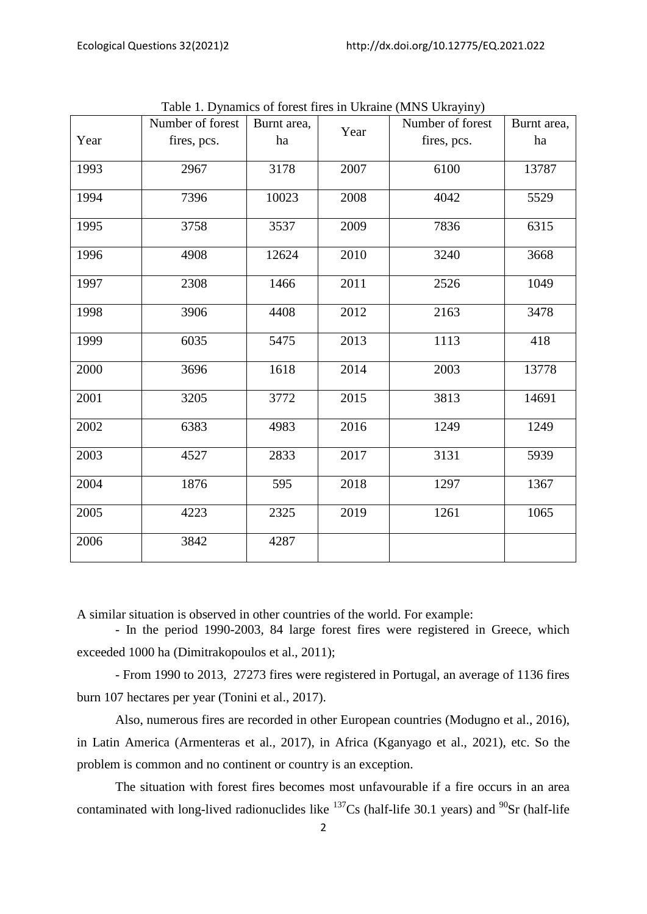Table 1. Dynamics of forest fires in Ukraine (MNS Ukrayiny)

| Year | Number of forest fires, pcs. | Burnt area, ha | Year | Number of forest fires, pcs. | Burnt area, ha |
|---|---|---|---|---|---|
| 1993 | 2967 | 3178 | 2007 | 6100 | 13787 |
| 1994 | 7396 | 10023 | 2008 | 4042 | 5529 |
| 1995 | 3758 | 3537 | 2009 | 7836 | 6315 |
| 1996 | 4908 | 12624 | 2010 | 3240 | 3668 |
| 1997 | 2308 | 1466 | 2011 | 2526 | 1049 |
| 1998 | 3906 | 4408 | 2012 | 2163 | 3478 |
| 1999 | 6035 | 5475 | 2013 | 1113 | 418 |
| 2000 | 3696 | 1618 | 2014 | 2003 | 13778 |
| 2001 | 3205 | 3772 | 2015 | 3813 | 14691 |
| 2002 | 6383 | 4983 | 2016 | 1249 | 1249 |
| 2003 | 4527 | 2833 | 2017 | 3131 | 5939 |
| 2004 | 1876 | 595 | 2018 | 1297 | 1367 |
| 2005 | 4223 | 2325 | 2019 | 1261 | 1065 |
| 2006 | 3842 | 4287 | | | |

A similar situation is observed in other countries of the world. For example:

- In the period 1990-2003, 84 large forest fires were registered in Greece, which exceeded 1000 ha (Dimitrakopoulos et al., 2011);

- From 1990 to 2013, 27273 fires were registered in Portugal, an average of 1136 fires burn 107 hectares per year (Tonini et al., 2017).

Also, numerous fires are recorded in other European countries (Modugno et al., 2016), in Latin America (Armenteras et al., 2017), in Africa (Kganyago et al., 2021), etc. So the problem is common and no continent or country is an exception.

The situation with forest fires becomes most unfavourable if a fire occurs in an area contaminated with long-lived radionuclides like $^{137}Cs$ (half-life 30.1 years) and $^{90}Sr$ (half-life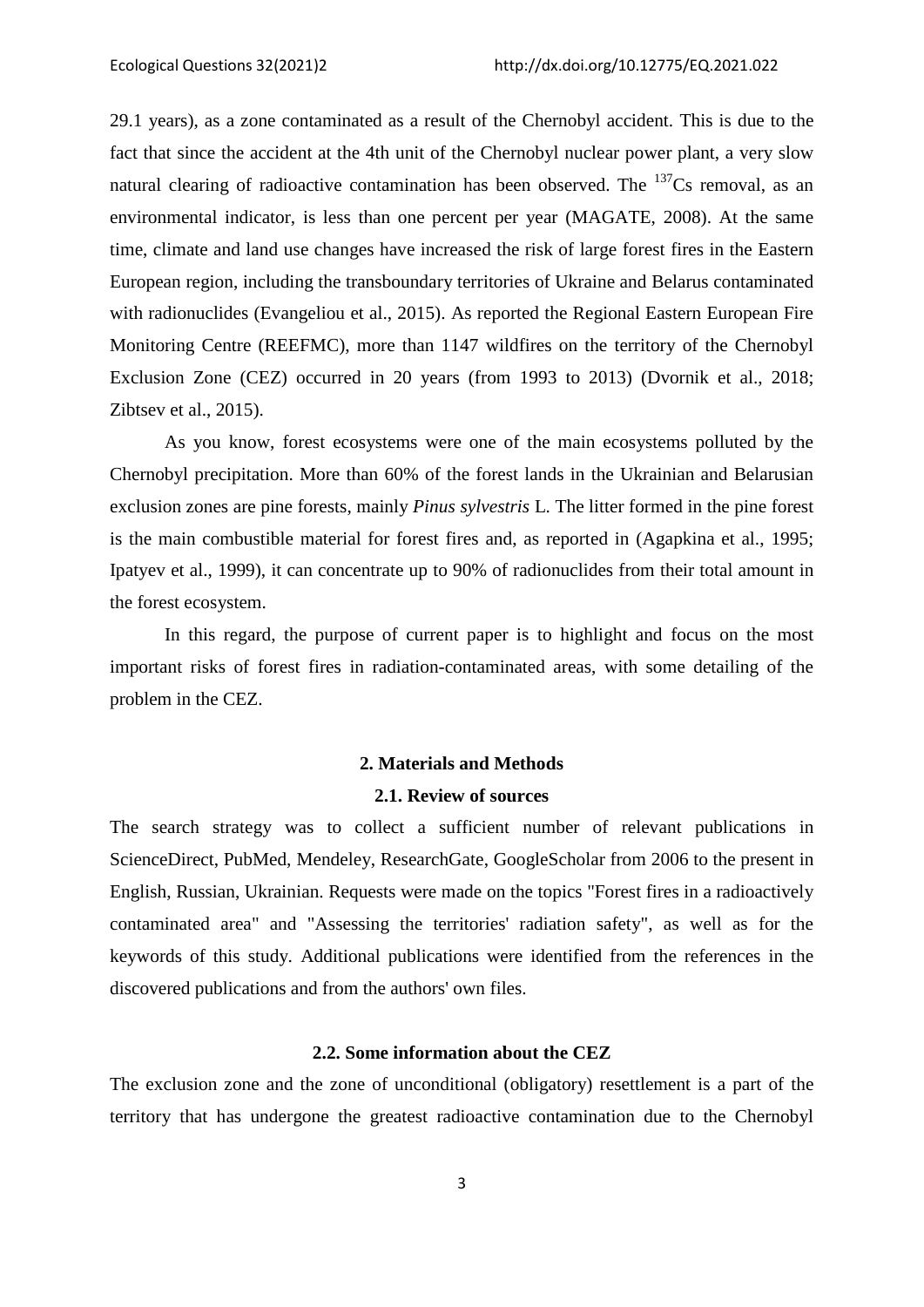29.1 years), as a zone contaminated as a result of the Chernobyl accident. This is due to the fact that since the accident at the 4th unit of the Chernobyl nuclear power plant, a very slow natural clearing of radioactive contamination has been observed. The $^{137}$Cs removal, as an environmental indicator, is less than one percent per year (MAGATE, 2008). At the same time, climate and land use changes have increased the risk of large forest fires in the Eastern European region, including the transboundary territories of Ukraine and Belarus contaminated with radionuclides (Evangeliou et al., 2015). As reported the Regional Eastern European Fire Monitoring Centre (REEFMC), more than 1147 wildfires on the territory of the Chernobyl Exclusion Zone (CEZ) occurred in 20 years (from 1993 to 2013) (Dvornik et al., 2018; Zibtsev et al., 2015).

As you know, forest ecosystems were one of the main ecosystems polluted by the Chernobyl precipitation. More than 60% of the forest lands in the Ukrainian and Belarusian exclusion zones are pine forests, mainly *Pinus sylvestris* L. The litter formed in the pine forest is the main combustible material for forest fires and, as reported in (Agapkina et al., 1995; Ipatyev et al., 1999), it can concentrate up to 90% of radionuclides from their total amount in the forest ecosystem.

In this regard, the purpose of current paper is to highlight and focus on the most important risks of forest fires in radiation-contaminated areas, with some detailing of the problem in the CEZ.

## 2. Materials and Methods

### 2.1. Review of sources

The search strategy was to collect a sufficient number of relevant publications in ScienceDirect, PubMed, Mendeley, ResearchGate, GoogleScholar from 2006 to the present in English, Russian, Ukrainian. Requests were made on the topics "Forest fires in a radioactively contaminated area" and "Assessing the territories' radiation safety", as well as for the keywords of this study. Additional publications were identified from the references in the discovered publications and from the authors' own files.

### 2.2. Some information about the CEZ

The exclusion zone and the zone of unconditional (obligatory) resettlement is a part of the territory that has undergone the greatest radioactive contamination due to the Chernobyl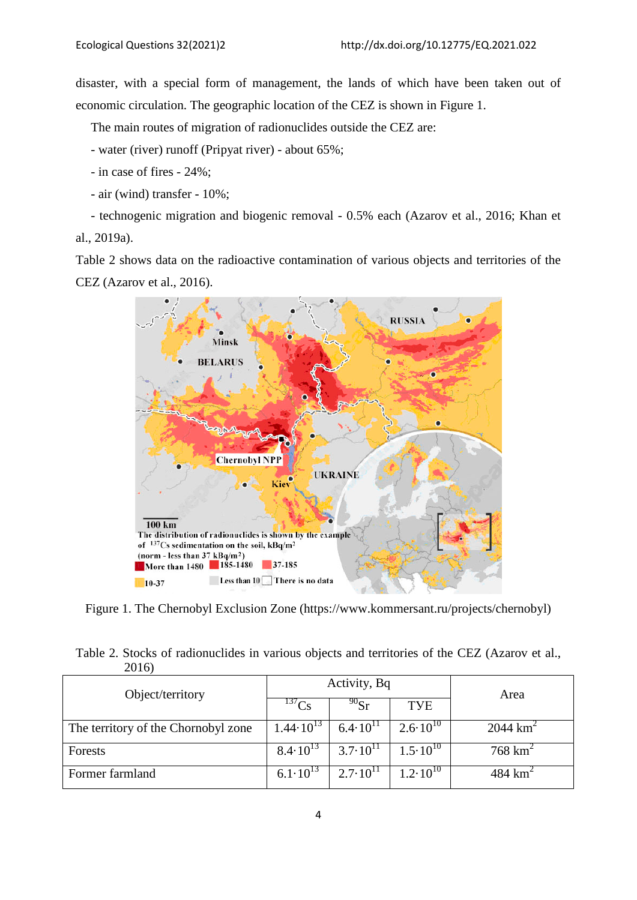disaster, with a special form of management, the lands of which have been taken out of economic circulation. The geographic location of the CEZ is shown in Figure 1.

The main routes of migration of radionuclides outside the CEZ are:

- water (river) runoff (Pripyat river) - about 65%;
- in case of fires - 24%;
- air (wind) transfer - 10%;
- technogenic migration and biogenic removal - 0.5% each (Azarov et al., 2016; Khan et al., 2019a).

Table 2 shows data on the radioactive contamination of various objects and territories of the CEZ (Azarov et al., 2016).

Figure 1. The Chernobyl Exclusion Zone (https://www.kommersant.ru/projects/chernobyl)

Table 2. Stocks of radionuclides in various objects and territories of the CEZ (Azarov et al., 2016)

| Object/territory | Activity, Bq | | | Area |
|---|---|---|---|---|
| | $^{137}$Cs | $^{90}$Sr | TYE | |
| The territory of the Chornobyl zone | $1.44 \cdot 10^{13}$ | $6.4 \cdot 10^{11}$ | $2.6 \cdot 10^{10}$ | 2044 km$^2$ |
| Forests | $8.4 \cdot 10^{13}$ | $3.7 \cdot 10^{11}$ | $1.5 \cdot 10^{10}$ | 768 km$^2$ |
| Former farmland | $6.1 \cdot 10^{13}$ | $2.7 \cdot 10^{11}$ | $1.2 \cdot 10^{10}$ | 484 km$^2$ |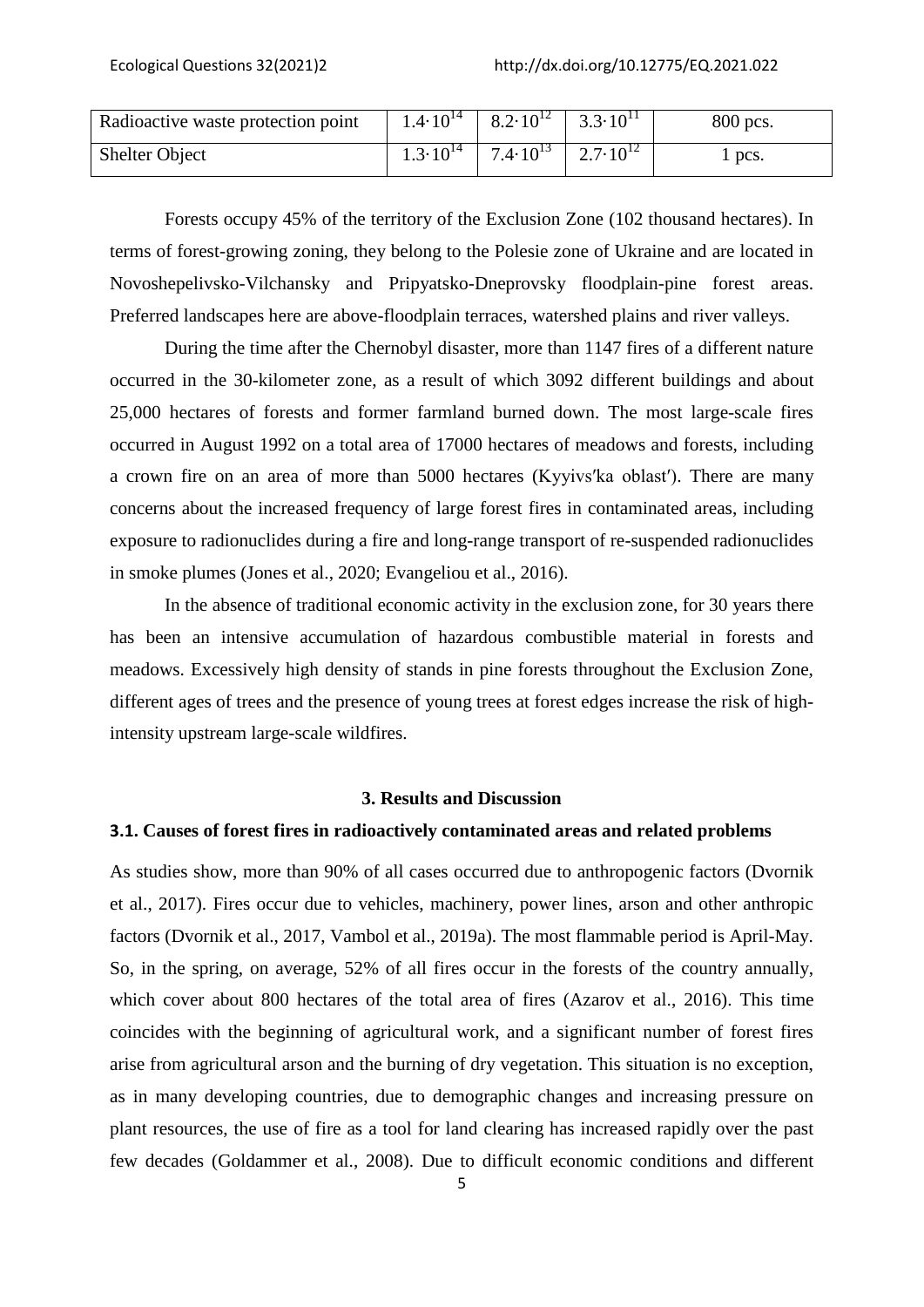| Radioactive waste protection point | $1.4 \cdot 10^{14}$ | $8.2 \cdot 10^{12}$ | $3.3 \cdot 10^{11}$ | 800 pcs. |
|---|---|---|---|---|
| Shelter Object | $1.3 \cdot 10^{14}$ | $7.4 \cdot 10^{13}$ | $2.7 \cdot 10^{12}$ | 1 pcs. |

Forests occupy 45% of the territory of the Exclusion Zone (102 thousand hectares). In terms of forest-growing zoning, they belong to the Polesie zone of Ukraine and are located in Novoshepelivsko-Vilchansky and Pripyatsko-Dneprovsky floodplain-pine forest areas. Preferred landscapes here are above-floodplain terraces, watershed plains and river valleys.

During the time after the Chernobyl disaster, more than 1147 fires of a different nature occurred in the 30-kilometer zone, as a result of which 3092 different buildings and about 25,000 hectares of forests and former farmland burned down. The most large-scale fires occurred in August 1992 on a total area of 17000 hectares of meadows and forests, including a crown fire on an area of more than 5000 hectares (Kyyivs′ka oblast′). There are many concerns about the increased frequency of large forest fires in contaminated areas, including exposure to radionuclides during a fire and long-range transport of re-suspended radionuclides in smoke plumes (Jones et al., 2020; Evangeliou et al., 2016).

In the absence of traditional economic activity in the exclusion zone, for 30 years there has been an intensive accumulation of hazardous combustible material in forests and meadows. Excessively high density of stands in pine forests throughout the Exclusion Zone, different ages of trees and the presence of young trees at forest edges increase the risk of high-intensity upstream large-scale wildfires.

## 3. Results and Discussion

### 3.1. Causes of forest fires in radioactively contaminated areas and related problems

As studies show, more than 90% of all cases occurred due to anthropogenic factors (Dvornik et al., 2017). Fires occur due to vehicles, machinery, power lines, arson and other anthropic factors (Dvornik et al., 2017, Vambol et al., 2019a). The most flammable period is April-May. So, in the spring, on average, 52% of all fires occur in the forests of the country annually, which cover about 800 hectares of the total area of fires (Azarov et al., 2016). This time coincides with the beginning of agricultural work, and a significant number of forest fires arise from agricultural arson and the burning of dry vegetation. This situation is no exception, as in many developing countries, due to demographic changes and increasing pressure on plant resources, the use of fire as a tool for land clearing has increased rapidly over the past few decades (Goldammer et al., 2008). Due to difficult economic conditions and different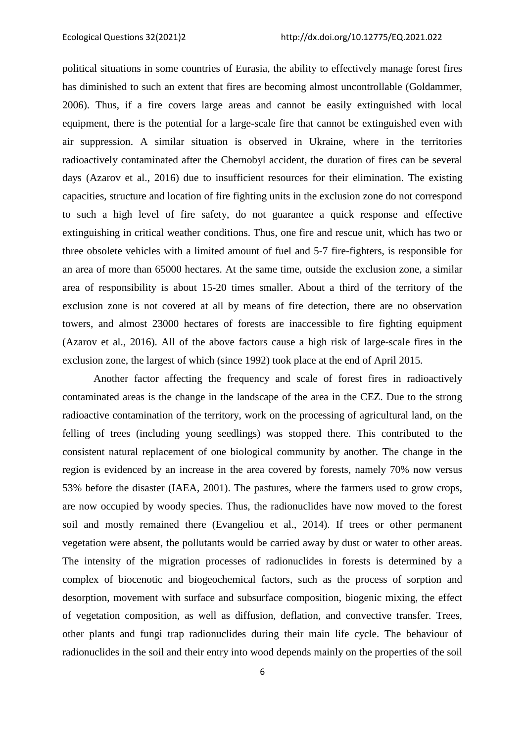political situations in some countries of Eurasia, the ability to effectively manage forest fires has diminished to such an extent that fires are becoming almost uncontrollable (Goldammer, 2006). Thus, if a fire covers large areas and cannot be easily extinguished with local equipment, there is the potential for a large-scale fire that cannot be extinguished even with air suppression. A similar situation is observed in Ukraine, where in the territories radioactively contaminated after the Chernobyl accident, the duration of fires can be several days (Azarov et al., 2016) due to insufficient resources for their elimination. The existing capacities, structure and location of fire fighting units in the exclusion zone do not correspond to such a high level of fire safety, do not guarantee a quick response and effective extinguishing in critical weather conditions. Thus, one fire and rescue unit, which has two or three obsolete vehicles with a limited amount of fuel and 5-7 fire-fighters, is responsible for an area of more than 65000 hectares. At the same time, outside the exclusion zone, a similar area of responsibility is about 15-20 times smaller. About a third of the territory of the exclusion zone is not covered at all by means of fire detection, there are no observation towers, and almost 23000 hectares of forests are inaccessible to fire fighting equipment (Azarov et al., 2016). All of the above factors cause a high risk of large-scale fires in the exclusion zone, the largest of which (since 1992) took place at the end of April 2015.

Another factor affecting the frequency and scale of forest fires in radioactively contaminated areas is the change in the landscape of the area in the CEZ. Due to the strong radioactive contamination of the territory, work on the processing of agricultural land, on the felling of trees (including young seedlings) was stopped there. This contributed to the consistent natural replacement of one biological community by another. The change in the region is evidenced by an increase in the area covered by forests, namely 70% now versus 53% before the disaster (IAEA, 2001). The pastures, where the farmers used to grow crops, are now occupied by woody species. Thus, the radionuclides have now moved to the forest soil and mostly remained there (Evangeliou et al., 2014). If trees or other permanent vegetation were absent, the pollutants would be carried away by dust or water to other areas. The intensity of the migration processes of radionuclides in forests is determined by a complex of biocenotic and biogeochemical factors, such as the process of sorption and desorption, movement with surface and subsurface composition, biogenic mixing, the effect of vegetation composition, as well as diffusion, deflation, and convective transfer. Trees, other plants and fungi trap radionuclides during their main life cycle. The behaviour of radionuclides in the soil and their entry into wood depends mainly on the properties of the soil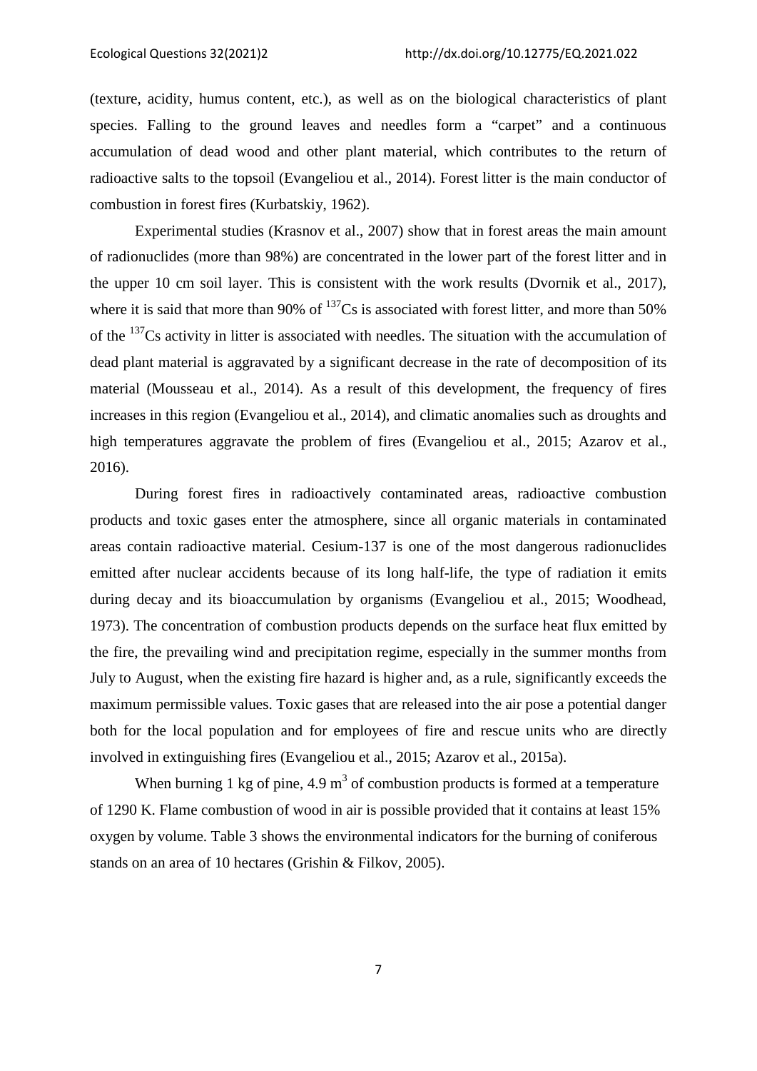(texture, acidity, humus content, etc.), as well as on the biological characteristics of plant species. Falling to the ground leaves and needles form a "carpet" and a continuous accumulation of dead wood and other plant material, which contributes to the return of radioactive salts to the topsoil (Evangeliou et al., 2014). Forest litter is the main conductor of combustion in forest fires (Kurbatskiy, 1962).

Experimental studies (Krasnov et al., 2007) show that in forest areas the main amount of radionuclides (more than 98%) are concentrated in the lower part of the forest litter and in the upper 10 cm soil layer. This is consistent with the work results (Dvornik et al., 2017), where it is said that more than 90% of $^{137}$Cs is associated with forest litter, and more than 50% of the $^{137}$Cs activity in litter is associated with needles. The situation with the accumulation of dead plant material is aggravated by a significant decrease in the rate of decomposition of its material (Mousseau et al., 2014). As a result of this development, the frequency of fires increases in this region (Evangeliou et al., 2014), and climatic anomalies such as droughts and high temperatures aggravate the problem of fires (Evangeliou et al., 2015; Azarov et al., 2016).

During forest fires in radioactively contaminated areas, radioactive combustion products and toxic gases enter the atmosphere, since all organic materials in contaminated areas contain radioactive material. Cesium-137 is one of the most dangerous radionuclides emitted after nuclear accidents because of its long half-life, the type of radiation it emits during decay and its bioaccumulation by organisms (Evangeliou et al., 2015; Woodhead, 1973). The concentration of combustion products depends on the surface heat flux emitted by the fire, the prevailing wind and precipitation regime, especially in the summer months from July to August, when the existing fire hazard is higher and, as a rule, significantly exceeds the maximum permissible values. Toxic gases that are released into the air pose a potential danger both for the local population and for employees of fire and rescue units who are directly involved in extinguishing fires (Evangeliou et al., 2015; Azarov et al., 2015a).

When burning 1 kg of pine, 4.9 $m^3$ of combustion products is formed at a temperature of 1290 K. Flame combustion of wood in air is possible provided that it contains at least 15% oxygen by volume. Table 3 shows the environmental indicators for the burning of coniferous stands on an area of 10 hectares (Grishin & Filkov, 2005).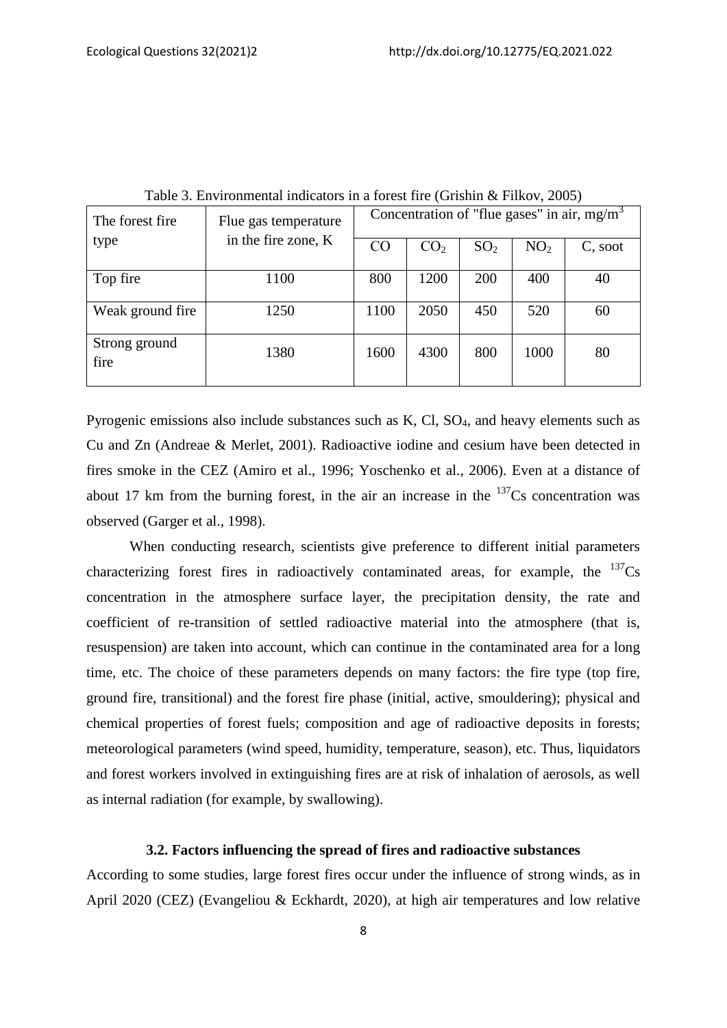Table 3. Environmental indicators in a forest fire (Grishin & Filkov, 2005)

| The forest fire type | Flue gas temperature in the fire zone, K | Concentration of "flue gases" in air, $mg/m^3$ | | | | |
|---|---|---|---|---|---|---|
| | | CO | $CO_2$ | $SO_2$ | $NO_2$ | C, soot |
| Top fire | 1100 | 800 | 1200 | 200 | 400 | 40 |
| Weak ground fire | 1250 | 1100 | 2050 | 450 | 520 | 60 |
| Strong ground fire | 1380 | 1600 | 4300 | 800 | 1000 | 80 |

Pyrogenic emissions also include substances such as K, Cl, $SO_4$, and heavy elements such as Cu and Zn (Andreae & Merlet, 2001). Radioactive iodine and cesium have been detected in fires smoke in the CEZ (Amiro et al., 1996; Yoschenko et al., 2006). Even at a distance of about 17 km from the burning forest, in the air an increase in the $^{137}Cs$ concentration was observed (Garger et al., 1998).

When conducting research, scientists give preference to different initial parameters characterizing forest fires in radioactively contaminated areas, for example, the $^{137}Cs$ concentration in the atmosphere surface layer, the precipitation density, the rate and coefficient of re-transition of settled radioactive material into the atmosphere (that is, resuspension) are taken into account, which can continue in the contaminated area for a long time, etc. The choice of these parameters depends on many factors: the fire type (top fire, ground fire, transitional) and the forest fire phase (initial, active, smouldering); physical and chemical properties of forest fuels; composition and age of radioactive deposits in forests; meteorological parameters (wind speed, humidity, temperature, season), etc. Thus, liquidators and forest workers involved in extinguishing fires are at risk of inhalation of aerosols, as well as internal radiation (for example, by swallowing).

### 3.2. Factors influencing the spread of fires and radioactive substances

According to some studies, large forest fires occur under the influence of strong winds, as in April 2020 (CEZ) (Evangeliou & Eckhardt, 2020), at high air temperatures and low relative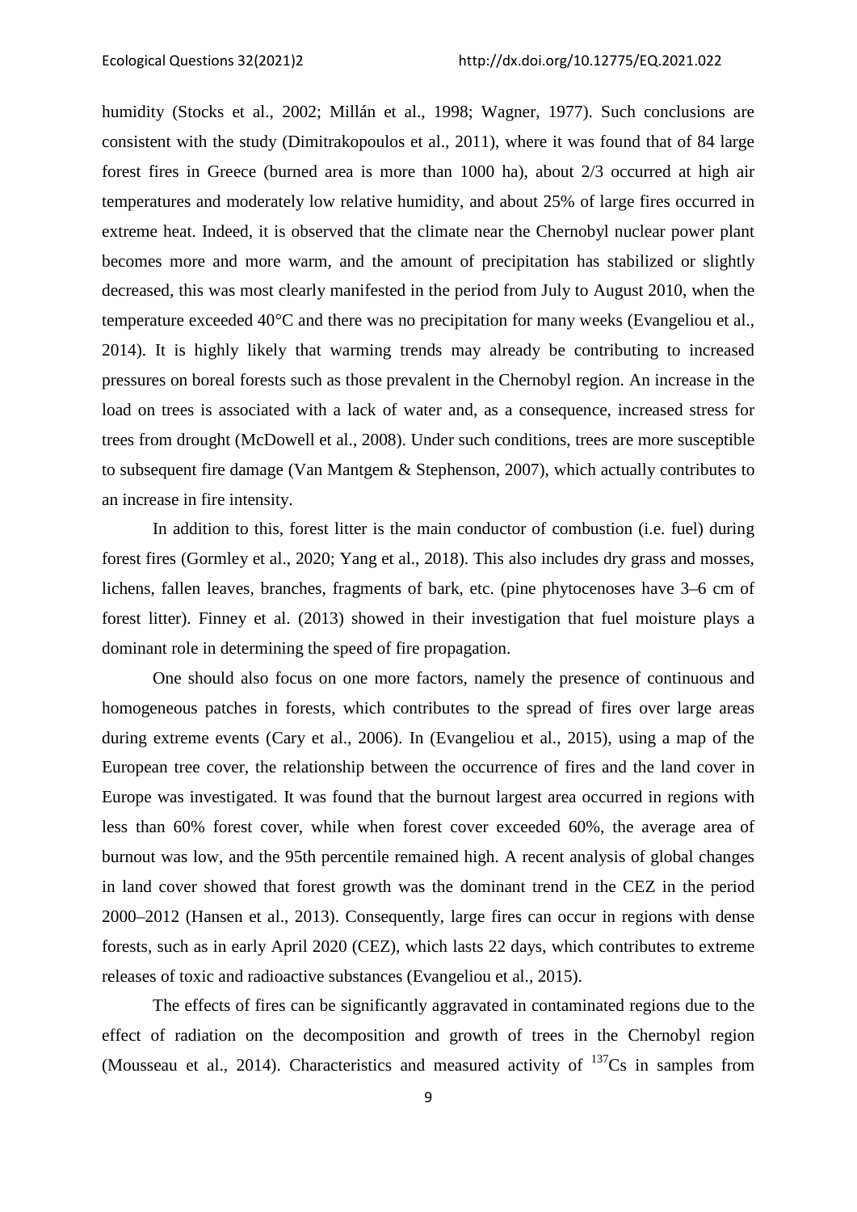humidity (Stocks et al., 2002; Millán et al., 1998; Wagner, 1977). Such conclusions are consistent with the study (Dimitrakopoulos et al., 2011), where it was found that of 84 large forest fires in Greece (burned area is more than 1000 ha), about 2/3 occurred at high air temperatures and moderately low relative humidity, and about 25% of large fires occurred in extreme heat. Indeed, it is observed that the climate near the Chernobyl nuclear power plant becomes more and more warm, and the amount of precipitation has stabilized or slightly decreased, this was most clearly manifested in the period from July to August 2010, when the temperature exceeded 40°C and there was no precipitation for many weeks (Evangeliou et al., 2014). It is highly likely that warming trends may already be contributing to increased pressures on boreal forests such as those prevalent in the Chernobyl region. An increase in the load on trees is associated with a lack of water and, as a consequence, increased stress for trees from drought (McDowell et al., 2008). Under such conditions, trees are more susceptible to subsequent fire damage (Van Mantgem & Stephenson, 2007), which actually contributes to an increase in fire intensity.

In addition to this, forest litter is the main conductor of combustion (i.e. fuel) during forest fires (Gormley et al., 2020; Yang et al., 2018). This also includes dry grass and mosses, lichens, fallen leaves, branches, fragments of bark, etc. (pine phytocenoses have 3–6 cm of forest litter). Finney et al. (2013) showed in their investigation that fuel moisture plays a dominant role in determining the speed of fire propagation.

One should also focus on one more factors, namely the presence of continuous and homogeneous patches in forests, which contributes to the spread of fires over large areas during extreme events (Cary et al., 2006). In (Evangeliou et al., 2015), using a map of the European tree cover, the relationship between the occurrence of fires and the land cover in Europe was investigated. It was found that the burnout largest area occurred in regions with less than 60% forest cover, while when forest cover exceeded 60%, the average area of burnout was low, and the 95th percentile remained high. A recent analysis of global changes in land cover showed that forest growth was the dominant trend in the CEZ in the period 2000–2012 (Hansen et al., 2013). Consequently, large fires can occur in regions with dense forests, such as in early April 2020 (CEZ), which lasts 22 days, which contributes to extreme releases of toxic and radioactive substances (Evangeliou et al., 2015).

The effects of fires can be significantly aggravated in contaminated regions due to the effect of radiation on the decomposition and growth of trees in the Chernobyl region (Mousseau et al., 2014). Characteristics and measured activity of $^{137}$Cs in samples from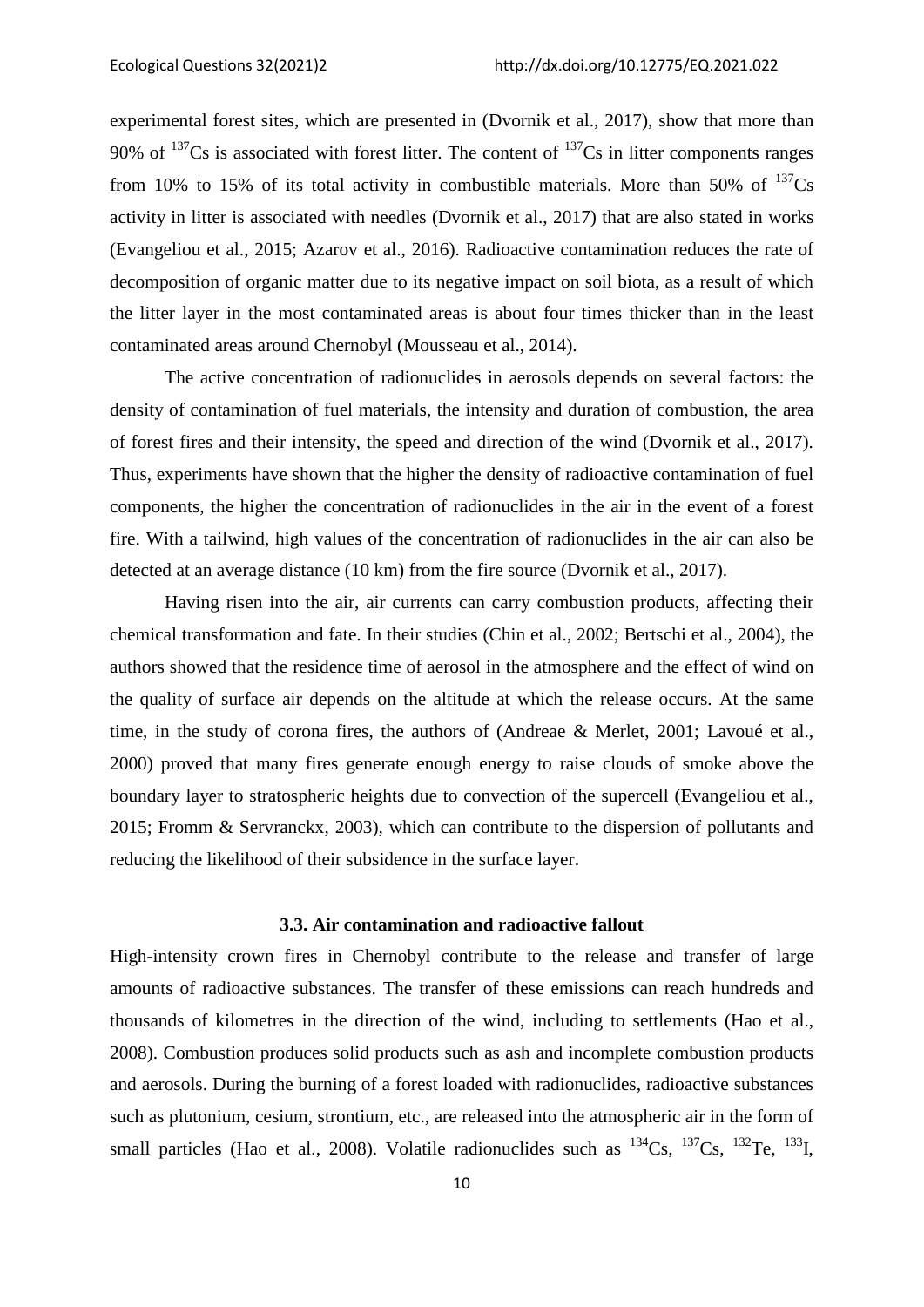experimental forest sites, which are presented in (Dvornik et al., 2017), show that more than 90% of $^{137}Cs$ is associated with forest litter. The content of $^{137}Cs$ in litter components ranges from 10% to 15% of its total activity in combustible materials. More than 50% of $^{137}Cs$ activity in litter is associated with needles (Dvornik et al., 2017) that are also stated in works (Evangeliou et al., 2015; Azarov et al., 2016). Radioactive contamination reduces the rate of decomposition of organic matter due to its negative impact on soil biota, as a result of which the litter layer in the most contaminated areas is about four times thicker than in the least contaminated areas around Chernobyl (Mousseau et al., 2014).

The active concentration of radionuclides in aerosols depends on several factors: the density of contamination of fuel materials, the intensity and duration of combustion, the area of forest fires and their intensity, the speed and direction of the wind (Dvornik et al., 2017). Thus, experiments have shown that the higher the density of radioactive contamination of fuel components, the higher the concentration of radionuclides in the air in the event of a forest fire. With a tailwind, high values of the concentration of radionuclides in the air can also be detected at an average distance (10 km) from the fire source (Dvornik et al., 2017).

Having risen into the air, air currents can carry combustion products, affecting their chemical transformation and fate. In their studies (Chin et al., 2002; Bertschi et al., 2004), the authors showed that the residence time of aerosol in the atmosphere and the effect of wind on the quality of surface air depends on the altitude at which the release occurs. At the same time, in the study of corona fires, the authors of (Andreae & Merlet, 2001; Lavoué et al., 2000) proved that many fires generate enough energy to raise clouds of smoke above the boundary layer to stratospheric heights due to convection of the supercell (Evangeliou et al., 2015; Fromm & Servranckx, 2003), which can contribute to the dispersion of pollutants and reducing the likelihood of their subsidence in the surface layer.

### 3.3. Air contamination and radioactive fallout

High-intensity crown fires in Chernobyl contribute to the release and transfer of large amounts of radioactive substances. The transfer of these emissions can reach hundreds and thousands of kilometres in the direction of the wind, including to settlements (Hao et al., 2008). Combustion produces solid products such as ash and incomplete combustion products and aerosols. During the burning of a forest loaded with radionuclides, radioactive substances such as plutonium, cesium, strontium, etc., are released into the atmospheric air in the form of small particles (Hao et al., 2008). Volatile radionuclides such as $^{134}Cs$, $^{137}Cs$, $^{132}Te$, $^{133}I$,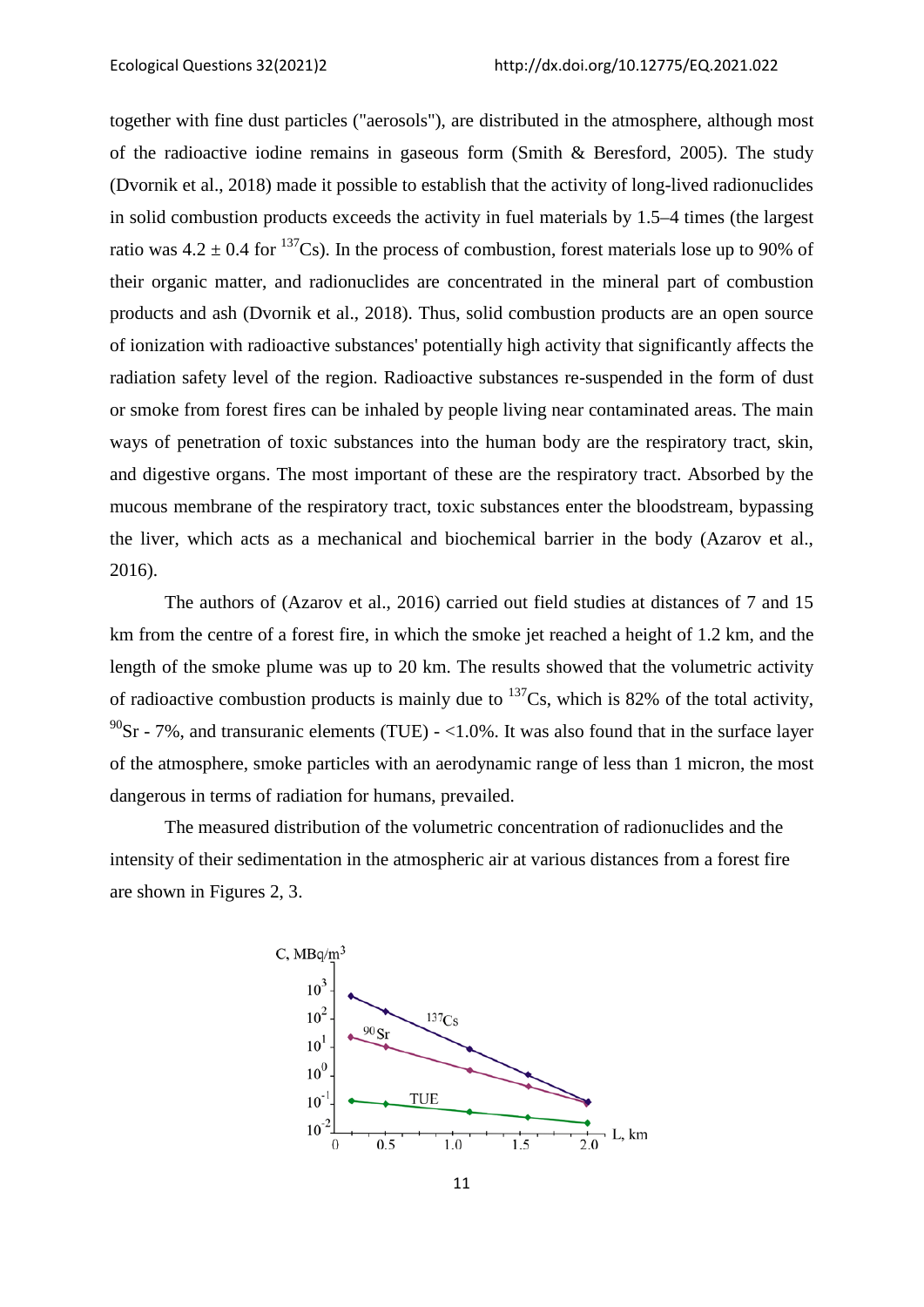together with fine dust particles ("aerosols"), are distributed in the atmosphere, although most of the radioactive iodine remains in gaseous form (Smith & Beresford, 2005). The study (Dvornik et al., 2018) made it possible to establish that the activity of long-lived radionuclides in solid combustion products exceeds the activity in fuel materials by 1.5–4 times (the largest ratio was $4.2 \pm 0.4$ for $^{137}Cs$). In the process of combustion, forest materials lose up to 90% of their organic matter, and radionuclides are concentrated in the mineral part of combustion products and ash (Dvornik et al., 2018). Thus, solid combustion products are an open source of ionization with radioactive substances' potentially high activity that significantly affects the radiation safety level of the region. Radioactive substances re-suspended in the form of dust or smoke from forest fires can be inhaled by people living near contaminated areas. The main ways of penetration of toxic substances into the human body are the respiratory tract, skin, and digestive organs. The most important of these are the respiratory tract. Absorbed by the mucous membrane of the respiratory tract, toxic substances enter the bloodstream, bypassing the liver, which acts as a mechanical and biochemical barrier in the body (Azarov et al., 2016).

The authors of (Azarov et al., 2016) carried out field studies at distances of 7 and 15 km from the centre of a forest fire, in which the smoke jet reached a height of 1.2 km, and the length of the smoke plume was up to 20 km. The results showed that the volumetric activity of radioactive combustion products is mainly due to $^{137}Cs$, which is 82% of the total activity, $^{90}Sr$ - 7%, and transuranic elements (TUE) - <1.0%. It was also found that in the surface layer of the atmosphere, smoke particles with an aerodynamic range of less than 1 micron, the most dangerous in terms of radiation for humans, prevailed.

The measured distribution of the volumetric concentration of radionuclides and the intensity of their sedimentation in the atmospheric air at various distances from a forest fire are shown in Figures 2, 3.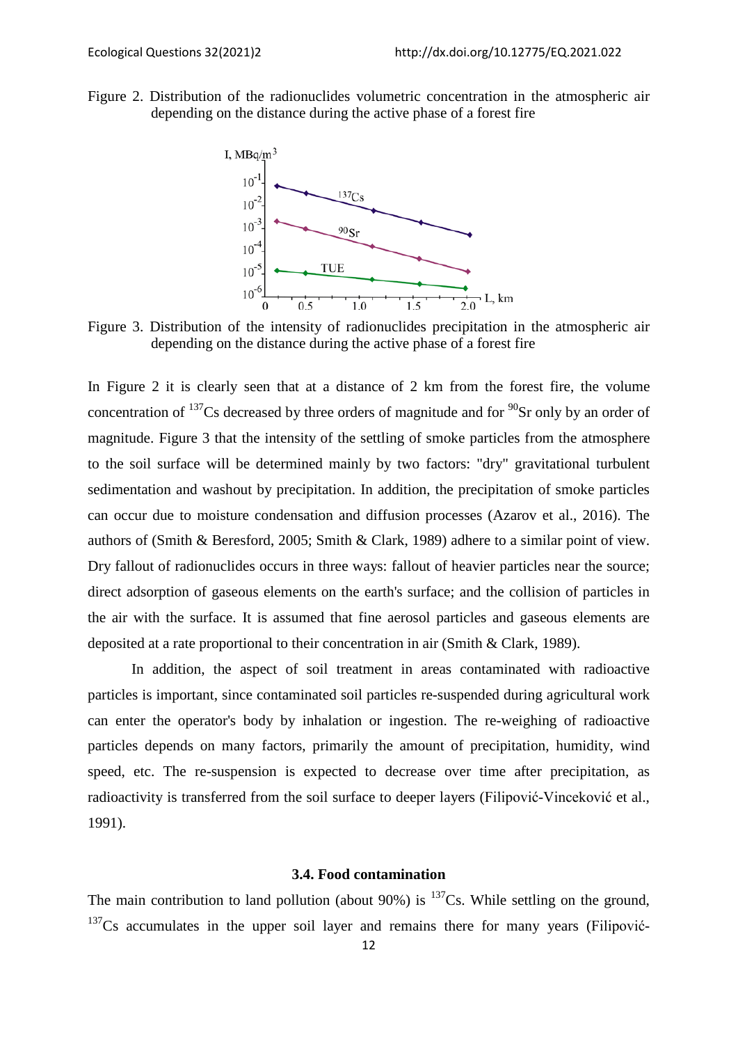Figure 2. Distribution of the radionuclides volumetric concentration in the atmospheric air depending on the distance during the active phase of a forest fire

Figure 3. Distribution of the intensity of radionuclides precipitation in the atmospheric air depending on the distance during the active phase of a forest fire

In Figure 2 it is clearly seen that at a distance of 2 km from the forest fire, the volume concentration of $^{137}$Cs decreased by three orders of magnitude and for $^{90}$Sr only by an order of magnitude. Figure 3 that the intensity of the settling of smoke particles from the atmosphere to the soil surface will be determined mainly by two factors: "dry" gravitational turbulent sedimentation and washout by precipitation. In addition, the precipitation of smoke particles can occur due to moisture condensation and diffusion processes (Azarov et al., 2016). The authors of (Smith & Beresford, 2005; Smith & Clark, 1989) adhere to a similar point of view. Dry fallout of radionuclides occurs in three ways: fallout of heavier particles near the source; direct adsorption of gaseous elements on the earth's surface; and the collision of particles in the air with the surface. It is assumed that fine aerosol particles and gaseous elements are deposited at a rate proportional to their concentration in air (Smith & Clark, 1989).

In addition, the aspect of soil treatment in areas contaminated with radioactive particles is important, since contaminated soil particles re-suspended during agricultural work can enter the operator's body by inhalation or ingestion. The re-weighing of radioactive particles depends on many factors, primarily the amount of precipitation, humidity, wind speed, etc. The re-suspension is expected to decrease over time after precipitation, as radioactivity is transferred from the soil surface to deeper layers (Filipović-Vinceković et al., 1991).

### 3.4. Food contamination

The main contribution to land pollution (about 90%) is $^{137}$Cs. While settling on the ground, $^{137}$Cs accumulates in the upper soil layer and remains there for many years (Filipović-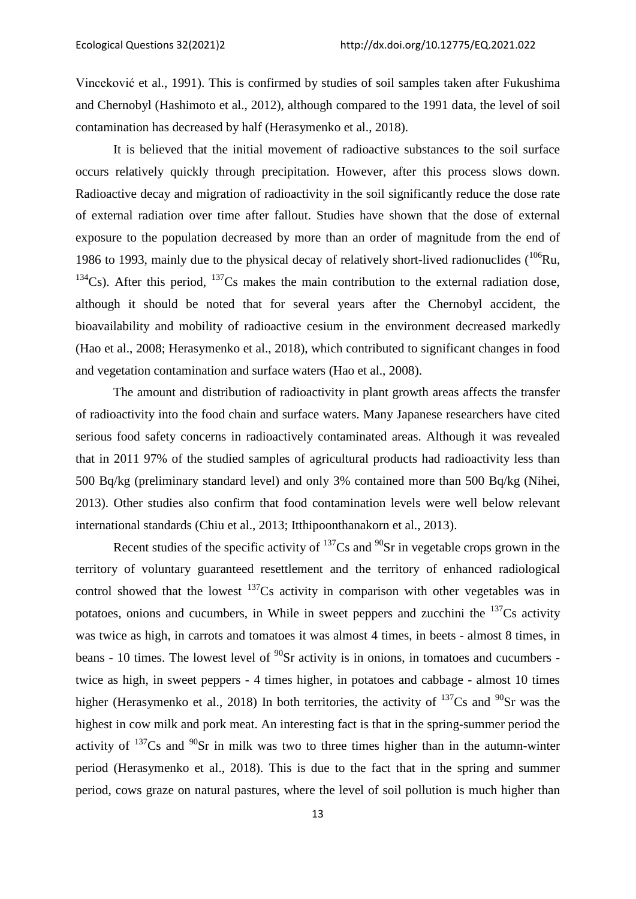Vinceković et al., 1991). This is confirmed by studies of soil samples taken after Fukushima and Chernobyl (Hashimoto et al., 2012), although compared to the 1991 data, the level of soil contamination has decreased by half (Herasymenko et al., 2018).

It is believed that the initial movement of radioactive substances to the soil surface occurs relatively quickly through precipitation. However, after this process slows down. Radioactive decay and migration of radioactivity in the soil significantly reduce the dose rate of external radiation over time after fallout. Studies have shown that the dose of external exposure to the population decreased by more than an order of magnitude from the end of 1986 to 1993, mainly due to the physical decay of relatively short-lived radionuclides ($^{106}$Ru, $^{134}$Cs). After this period, $^{137}$Cs makes the main contribution to the external radiation dose, although it should be noted that for several years after the Chernobyl accident, the bioavailability and mobility of radioactive cesium in the environment decreased markedly (Hao et al., 2008; Herasymenko et al., 2018), which contributed to significant changes in food and vegetation contamination and surface waters (Hao et al., 2008).

The amount and distribution of radioactivity in plant growth areas affects the transfer of radioactivity into the food chain and surface waters. Many Japanese researchers have cited serious food safety concerns in radioactively contaminated areas. Although it was revealed that in 2011 97% of the studied samples of agricultural products had radioactivity less than 500 Bq/kg (preliminary standard level) and only 3% contained more than 500 Bq/kg (Nihei, 2013). Other studies also confirm that food contamination levels were well below relevant international standards (Chiu et al., 2013; Itthipoonthanakorn et al., 2013).

Recent studies of the specific activity of $^{137}$Cs and $^{90}$Sr in vegetable crops grown in the territory of voluntary guaranteed resettlement and the territory of enhanced radiological control showed that the lowest $^{137}$Cs activity in comparison with other vegetables was in potatoes, onions and cucumbers, in While in sweet peppers and zucchini the $^{137}$Cs activity was twice as high, in carrots and tomatoes it was almost 4 times, in beets - almost 8 times, in beans - 10 times. The lowest level of $^{90}$Sr activity is in onions, in tomatoes and cucumbers - twice as high, in sweet peppers - 4 times higher, in potatoes and cabbage - almost 10 times higher (Herasymenko et al., 2018) In both territories, the activity of $^{137}$Cs and $^{90}$Sr was the highest in cow milk and pork meat. An interesting fact is that in the spring-summer period the activity of $^{137}$Cs and $^{90}$Sr in milk was two to three times higher than in the autumn-winter period (Herasymenko et al., 2018). This is due to the fact that in the spring and summer period, cows graze on natural pastures, where the level of soil pollution is much higher than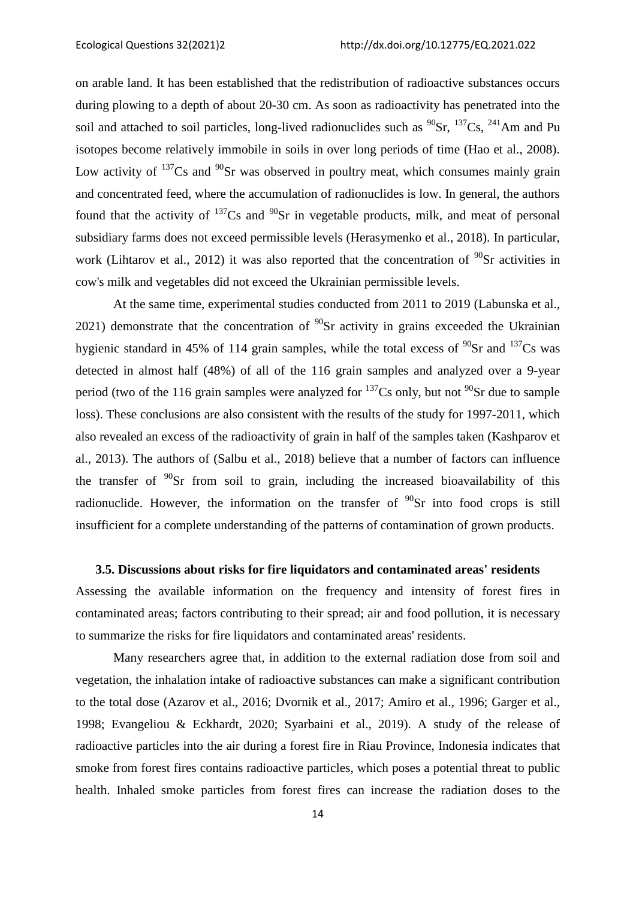on arable land. It has been established that the redistribution of radioactive substances occurs during plowing to a depth of about 20-30 cm. As soon as radioactivity has penetrated into the soil and attached to soil particles, long-lived radionuclides such as $^{90}$Sr, $^{137}$Cs, $^{241}$Am and Pu isotopes become relatively immobile in soils in over long periods of time (Hao et al., 2008). Low activity of $^{137}$Cs and $^{90}$Sr was observed in poultry meat, which consumes mainly grain and concentrated feed, where the accumulation of radionuclides is low. In general, the authors found that the activity of $^{137}$Cs and $^{90}$Sr in vegetable products, milk, and meat of personal subsidiary farms does not exceed permissible levels (Herasymenko et al., 2018). In particular, work (Lihtarov et al., 2012) it was also reported that the concentration of $^{90}$Sr activities in cow's milk and vegetables did not exceed the Ukrainian permissible levels.

At the same time, experimental studies conducted from 2011 to 2019 (Labunska et al., 2021) demonstrate that the concentration of $^{90}$Sr activity in grains exceeded the Ukrainian hygienic standard in 45% of 114 grain samples, while the total excess of $^{90}$Sr and $^{137}$Cs was detected in almost half (48%) of all of the 116 grain samples and analyzed over a 9-year period (two of the 116 grain samples were analyzed for $^{137}$Cs only, but not $^{90}$Sr due to sample loss). These conclusions are also consistent with the results of the study for 1997-2011, which also revealed an excess of the radioactivity of grain in half of the samples taken (Kashparov et al., 2013). The authors of (Salbu et al., 2018) believe that a number of factors can influence the transfer of $^{90}$Sr from soil to grain, including the increased bioavailability of this radionuclide. However, the information on the transfer of $^{90}$Sr into food crops is still insufficient for a complete understanding of the patterns of contamination of grown products.

### 3.5. Discussions about risks for fire liquidators and contaminated areas' residents

Assessing the available information on the frequency and intensity of forest fires in contaminated areas; factors contributing to their spread; air and food pollution, it is necessary to summarize the risks for fire liquidators and contaminated areas' residents.

Many researchers agree that, in addition to the external radiation dose from soil and vegetation, the inhalation intake of radioactive substances can make a significant contribution to the total dose (Azarov et al., 2016; Dvornik et al., 2017; Amiro et al., 1996; Garger et al., 1998; Evangeliou & Eckhardt, 2020; Syarbaini et al., 2019). A study of the release of radioactive particles into the air during a forest fire in Riau Province, Indonesia indicates that smoke from forest fires contains radioactive particles, which poses a potential threat to public health. Inhaled smoke particles from forest fires can increase the radiation doses to the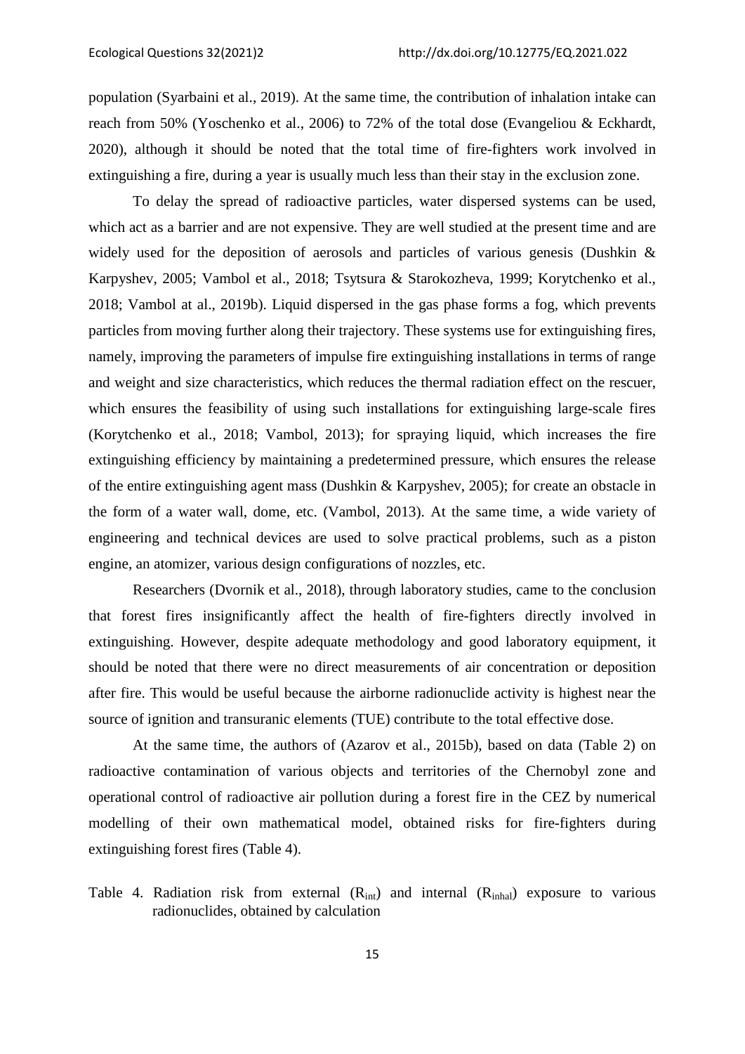population (Syarbaini et al., 2019). At the same time, the contribution of inhalation intake can reach from 50% (Yoschenko et al., 2006) to 72% of the total dose (Evangeliou & Eckhardt, 2020), although it should be noted that the total time of fire-fighters work involved in extinguishing a fire, during a year is usually much less than their stay in the exclusion zone.

To delay the spread of radioactive particles, water dispersed systems can be used, which act as a barrier and are not expensive. They are well studied at the present time and are widely used for the deposition of aerosols and particles of various genesis (Dushkin & Karpyshev, 2005; Vambol et al., 2018; Tsytsura & Starokozheva, 1999; Korytchenko et al., 2018; Vambol at al., 2019b). Liquid dispersed in the gas phase forms a fog, which prevents particles from moving further along their trajectory. These systems use for extinguishing fires, namely, improving the parameters of impulse fire extinguishing installations in terms of range and weight and size characteristics, which reduces the thermal radiation effect on the rescuer, which ensures the feasibility of using such installations for extinguishing large-scale fires (Korytchenko et al., 2018; Vambol, 2013); for spraying liquid, which increases the fire extinguishing efficiency by maintaining a predetermined pressure, which ensures the release of the entire extinguishing agent mass (Dushkin & Karpyshev, 2005); for create an obstacle in the form of a water wall, dome, etc. (Vambol, 2013). At the same time, a wide variety of engineering and technical devices are used to solve practical problems, such as a piston engine, an atomizer, various design configurations of nozzles, etc.

Researchers (Dvornik et al., 2018), through laboratory studies, came to the conclusion that forest fires insignificantly affect the health of fire-fighters directly involved in extinguishing. However, despite adequate methodology and good laboratory equipment, it should be noted that there were no direct measurements of air concentration or deposition after fire. This would be useful because the airborne radionuclide activity is highest near the source of ignition and transuranic elements (TUE) contribute to the total effective dose.

At the same time, the authors of (Azarov et al., 2015b), based on data (Table 2) on radioactive contamination of various objects and territories of the Chernobyl zone and operational control of radioactive air pollution during a forest fire in the CEZ by numerical modelling of their own mathematical model, obtained risks for fire-fighters during extinguishing forest fires (Table 4).

Table 4. Radiation risk from external ($R_{int}$) and internal ($R_{inhal}$) exposure to various radionuclides, obtained by calculation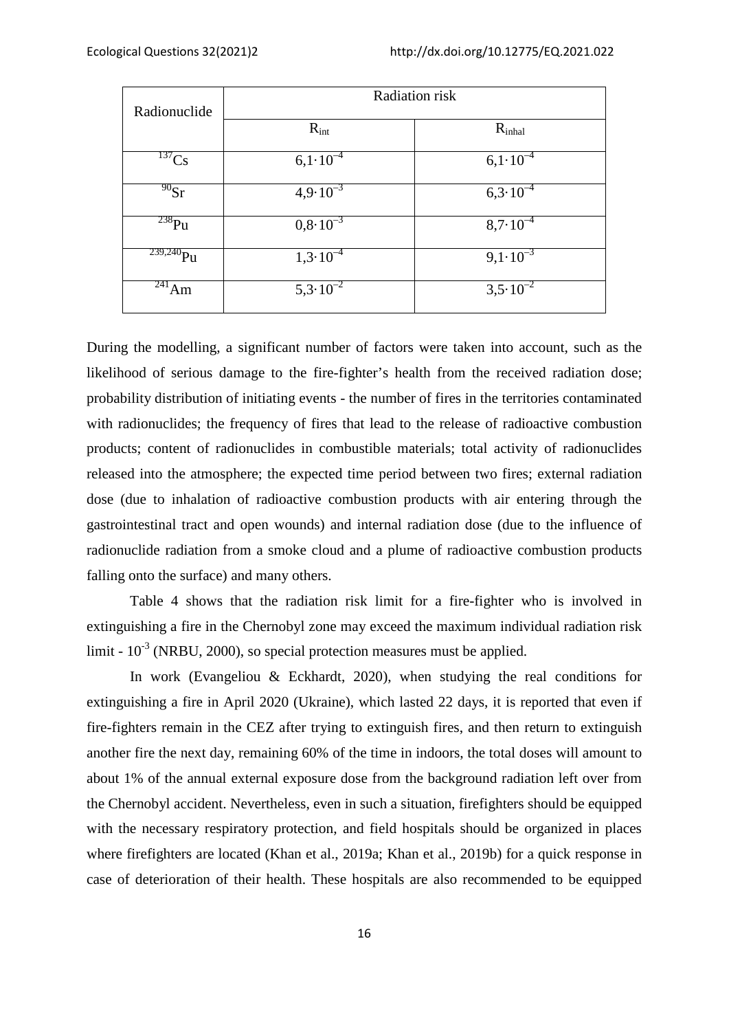| Radionuclide | Radiation risk | |
|---|---|---|
| | $R_{int}$ | $R_{inhal}$ |
| $^{137}Cs$ | $6{,}1 \cdot 10^{-4}$ | $6{,}1 \cdot 10^{-4}$ |
| $^{90}Sr$ | $4{,}9 \cdot 10^{-3}$ | $6{,}3 \cdot 10^{-4}$ |
| $^{238}Pu$ | $0{,}8 \cdot 10^{-3}$ | $8{,}7 \cdot 10^{-4}$ |
| $^{239,240}Pu$ | $1{,}3 \cdot 10^{-4}$ | $9{,}1 \cdot 10^{-3}$ |
| $^{241}Am$ | $5{,}3 \cdot 10^{-2}$ | $3{,}5 \cdot 10^{-2}$ |

During the modelling, a significant number of factors were taken into account, such as the likelihood of serious damage to the fire-fighter's health from the received radiation dose; probability distribution of initiating events - the number of fires in the territories contaminated with radionuclides; the frequency of fires that lead to the release of radioactive combustion products; content of radionuclides in combustible materials; total activity of radionuclides released into the atmosphere; the expected time period between two fires; external radiation dose (due to inhalation of radioactive combustion products with air entering through the gastrointestinal tract and open wounds) and internal radiation dose (due to the influence of radionuclide radiation from a smoke cloud and a plume of radioactive combustion products falling onto the surface) and many others.

Table 4 shows that the radiation risk limit for a fire-fighter who is involved in extinguishing a fire in the Chernobyl zone may exceed the maximum individual radiation risk limit - $10^{-3}$ (NRBU, 2000), so special protection measures must be applied.

In work (Evangeliou & Eckhardt, 2020), when studying the real conditions for extinguishing a fire in April 2020 (Ukraine), which lasted 22 days, it is reported that even if fire-fighters remain in the CEZ after trying to extinguish fires, and then return to extinguish another fire the next day, remaining 60% of the time in indoors, the total doses will amount to about 1% of the annual external exposure dose from the background radiation left over from the Chernobyl accident. Nevertheless, even in such a situation, firefighters should be equipped with the necessary respiratory protection, and field hospitals should be organized in places where firefighters are located (Khan et al., 2019a; Khan et al., 2019b) for a quick response in case of deterioration of their health. These hospitals are also recommended to be equipped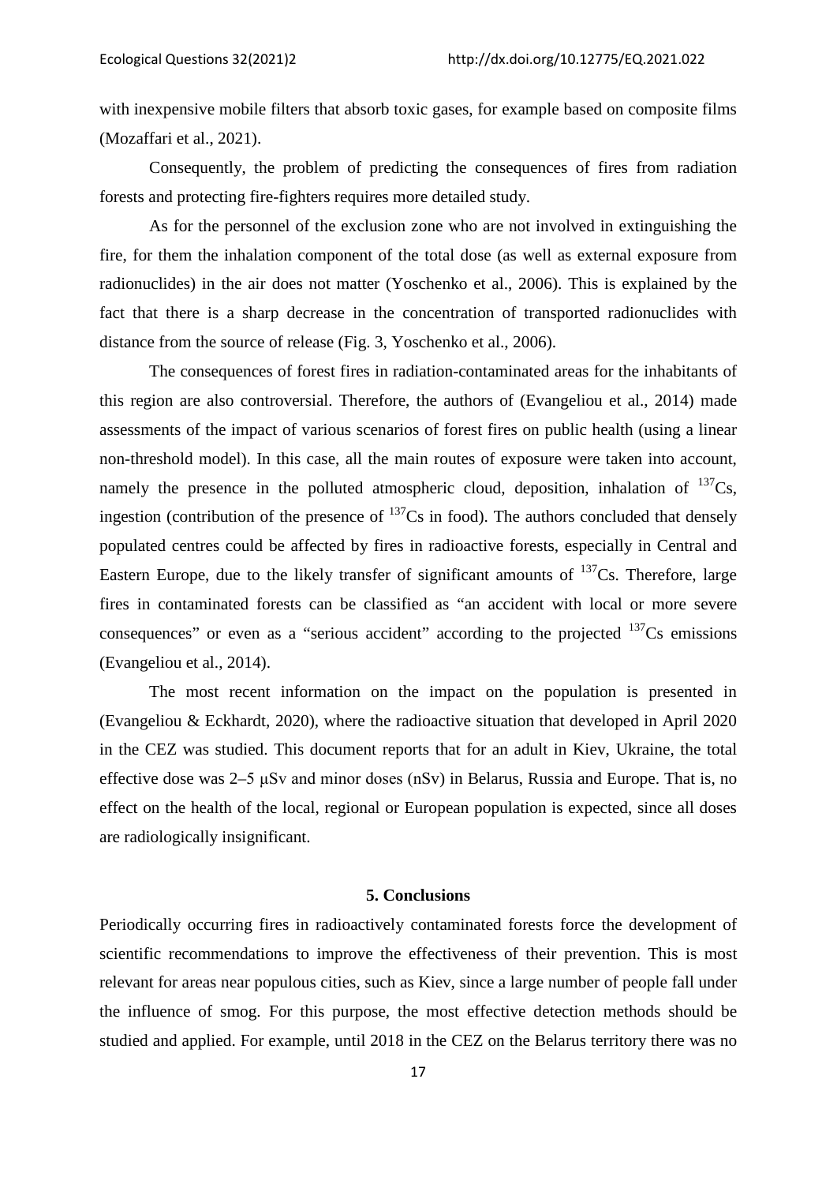with inexpensive mobile filters that absorb toxic gases, for example based on composite films (Mozaffari et al., 2021).

Consequently, the problem of predicting the consequences of fires from radiation forests and protecting fire-fighters requires more detailed study.

As for the personnel of the exclusion zone who are not involved in extinguishing the fire, for them the inhalation component of the total dose (as well as external exposure from radionuclides) in the air does not matter (Yoschenko et al., 2006). This is explained by the fact that there is a sharp decrease in the concentration of transported radionuclides with distance from the source of release (Fig. 3, Yoschenko et al., 2006).

The consequences of forest fires in radiation-contaminated areas for the inhabitants of this region are also controversial. Therefore, the authors of (Evangeliou et al., 2014) made assessments of the impact of various scenarios of forest fires on public health (using a linear non-threshold model). In this case, all the main routes of exposure were taken into account, namely the presence in the polluted atmospheric cloud, deposition, inhalation of $^{137}Cs$, ingestion (contribution of the presence of $^{137}Cs$ in food). The authors concluded that densely populated centres could be affected by fires in radioactive forests, especially in Central and Eastern Europe, due to the likely transfer of significant amounts of $^{137}Cs$. Therefore, large fires in contaminated forests can be classified as "an accident with local or more severe consequences" or even as a "serious accident" according to the projected $^{137}Cs$ emissions (Evangeliou et al., 2014).

The most recent information on the impact on the population is presented in (Evangeliou & Eckhardt, 2020), where the radioactive situation that developed in April 2020 in the CEZ was studied. This document reports that for an adult in Kiev, Ukraine, the total effective dose was 2–5 μSv and minor doses (nSv) in Belarus, Russia and Europe. That is, no effect on the health of the local, regional or European population is expected, since all doses are radiologically insignificant.

## 5. Conclusions

Periodically occurring fires in radioactively contaminated forests force the development of scientific recommendations to improve the effectiveness of their prevention. This is most relevant for areas near populous cities, such as Kiev, since a large number of people fall under the influence of smog. For this purpose, the most effective detection methods should be studied and applied. For example, until 2018 in the CEZ on the Belarus territory there was no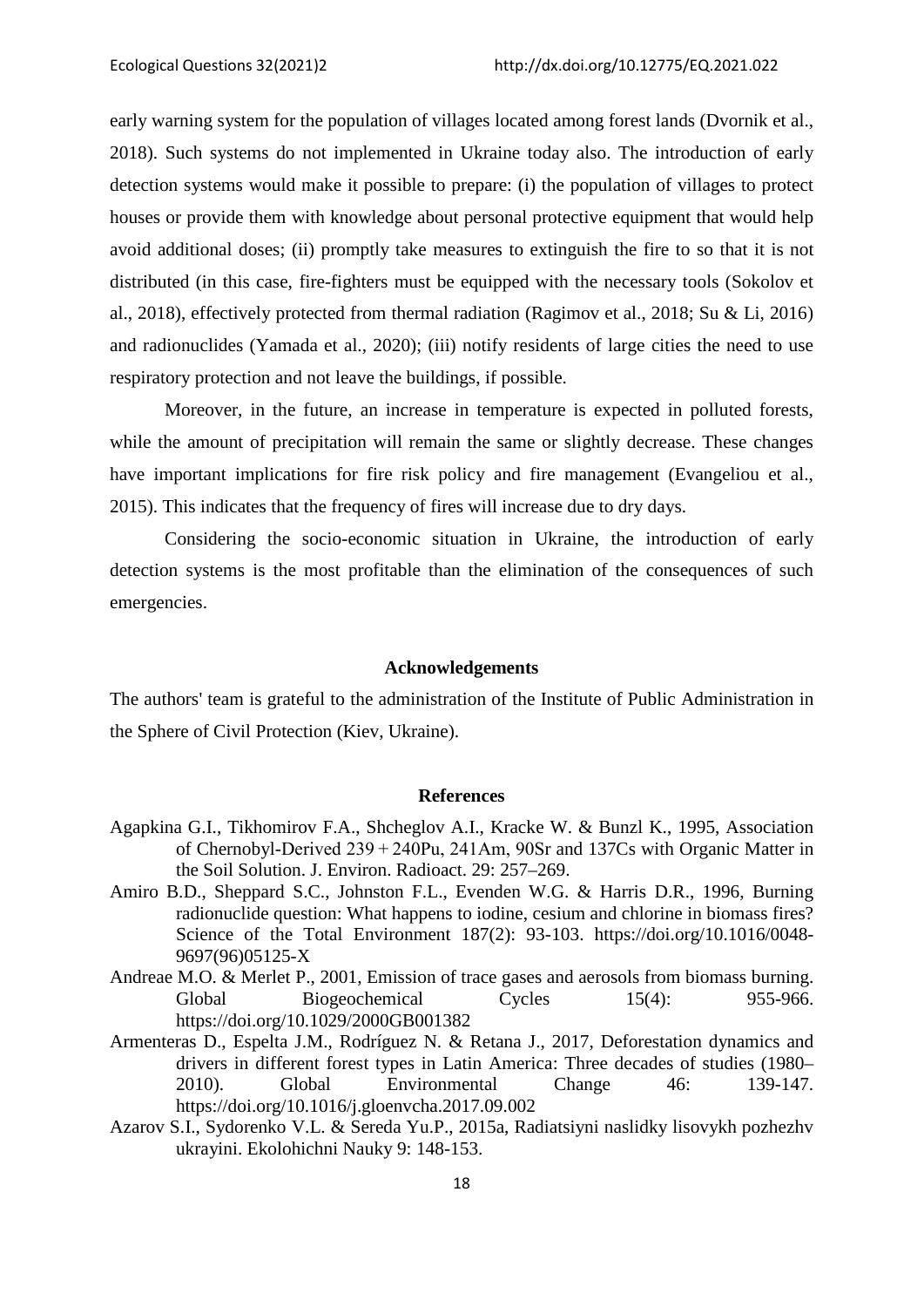early warning system for the population of villages located among forest lands (Dvornik et al., 2018). Such systems do not implemented in Ukraine today also. The introduction of early detection systems would make it possible to prepare: (i) the population of villages to protect houses or provide them with knowledge about personal protective equipment that would help avoid additional doses; (ii) promptly take measures to extinguish the fire to so that it is not distributed (in this case, fire-fighters must be equipped with the necessary tools (Sokolov et al., 2018), effectively protected from thermal radiation (Ragimov et al., 2018; Su & Li, 2016) and radionuclides (Yamada et al., 2020); (iii) notify residents of large cities the need to use respiratory protection and not leave the buildings, if possible.

Moreover, in the future, an increase in temperature is expected in polluted forests, while the amount of precipitation will remain the same or slightly decrease. These changes have important implications for fire risk policy and fire management (Evangeliou et al., 2015). This indicates that the frequency of fires will increase due to dry days.

Considering the socio-economic situation in Ukraine, the introduction of early detection systems is the most profitable than the elimination of the consequences of such emergencies.

## Acknowledgements

The authors' team is grateful to the administration of the Institute of Public Administration in the Sphere of Civil Protection (Kiev, Ukraine).

## References

Agapkina G.I., Tikhomirov F.A., Shcheglov A.I., Kracke W. & Bunzl K., 1995, Association of Chernobyl-Derived 239 + 240Pu, 241Am, 90Sr and 137Cs with Organic Matter in the Soil Solution. J. Environ. Radioact. 29: 257–269.

Amiro B.D., Sheppard S.C., Johnston F.L., Evenden W.G. & Harris D.R., 1996, Burning radionuclide question: What happens to iodine, cesium and chlorine in biomass fires? Science of the Total Environment 187(2): 93-103. https://doi.org/10.1016/0048-9697(96)05125-X

Andreae M.O. & Merlet P., 2001, Emission of trace gases and aerosols from biomass burning. Global Biogeochemical Cycles 15(4): 955-966. https://doi.org/10.1029/2000GB001382

Armenteras D., Espelta J.M., Rodríguez N. & Retana J., 2017, Deforestation dynamics and drivers in different forest types in Latin America: Three decades of studies (1980–2010). Global Environmental Change 46: 139-147. https://doi.org/10.1016/j.gloenvcha.2017.09.002

Azarov S.I., Sydorenko V.L. & Sereda Yu.P., 2015a, Radiatsiyni naslidky lisovykh pozhezhv ukrayini. Ekolohichni Nauky 9: 148-153.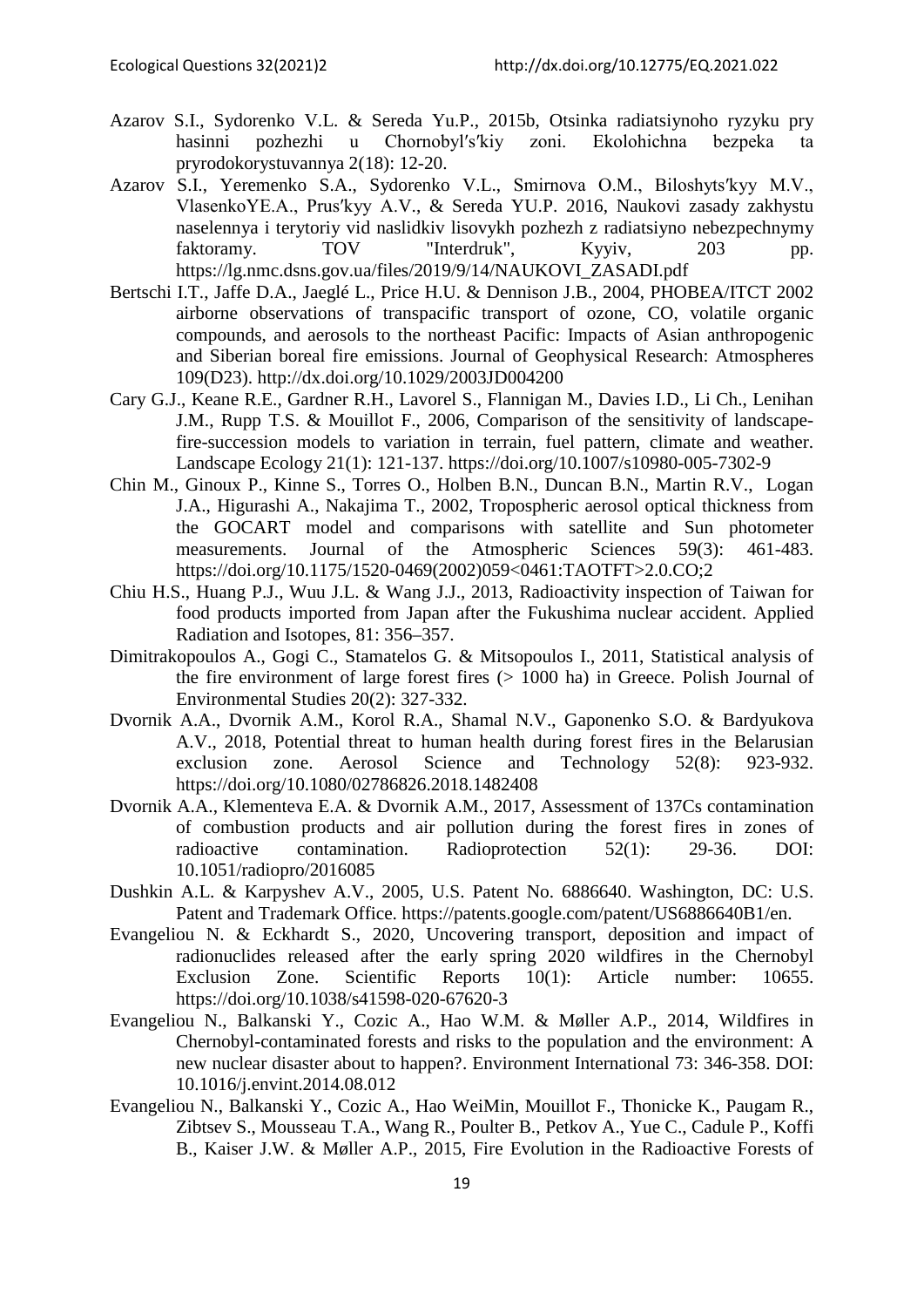Azarov S.I., Sydorenko V.L. & Sereda Yu.P., 2015b, Otsinka radiatsiynoho ryzyku pry hasinni pozhezhi u Chornobyl′s′kiy zoni. Ekolohichna bezpeka ta pryrodokorystuvannya 2(18): 12-20.

Azarov S.I., Yeremenko S.A., Sydorenko V.L., Smirnova O.M., Biloshyts′kyy M.V., VlasenkoYE.A., Prus′kyy A.V., & Sereda YU.P. 2016, Naukovi zasady zakhystu naselennya i terytoriy vid naslidkiv lisovykh pozhezh z radiatsiyno nebezpechnymy faktoramy. TOV "Interdruk", Kyyiv, 203 pp. https://lg.nmc.dsns.gov.ua/files/2019/9/14/NAUKOVI_ZASADI.pdf

Bertschi I.T., Jaffe D.A., Jaeglé L., Price H.U. & Dennison J.B., 2004, PHOBEA/ITCT 2002 airborne observations of transpacific transport of ozone, CO, volatile organic compounds, and aerosols to the northeast Pacific: Impacts of Asian anthropogenic and Siberian boreal fire emissions. Journal of Geophysical Research: Atmospheres 109(D23). http://dx.doi.org/10.1029/2003JD004200

Cary G.J., Keane R.E., Gardner R.H., Lavorel S., Flannigan M., Davies I.D., Li Ch., Lenihan J.M., Rupp T.S. & Mouillot F., 2006, Comparison of the sensitivity of landscape-fire-succession models to variation in terrain, fuel pattern, climate and weather. Landscape Ecology 21(1): 121-137. https://doi.org/10.1007/s10980-005-7302-9

Chin M., Ginoux P., Kinne S., Torres O., Holben B.N., Duncan B.N., Martin R.V., Logan J.A., Higurashi A., Nakajima T., 2002, Tropospheric aerosol optical thickness from the GOCART model and comparisons with satellite and Sun photometer measurements. Journal of the Atmospheric Sciences 59(3): 461-483. https://doi.org/10.1175/1520-0469(2002)059<0461:TAOTFT>2.0.CO;2

Chiu H.S., Huang P.J., Wuu J.L. & Wang J.J., 2013, Radioactivity inspection of Taiwan for food products imported from Japan after the Fukushima nuclear accident. Applied Radiation and Isotopes, 81: 356–357.

Dimitrakopoulos A., Gogi C., Stamatelos G. & Mitsopoulos I., 2011, Statistical analysis of the fire environment of large forest fires (> 1000 ha) in Greece. Polish Journal of Environmental Studies 20(2): 327-332.

Dvornik A.A., Dvornik A.M., Korol R.A., Shamal N.V., Gaponenko S.O. & Bardyukova A.V., 2018, Potential threat to human health during forest fires in the Belarusian exclusion zone. Aerosol Science and Technology 52(8): 923-932. https://doi.org/10.1080/02786826.2018.1482408

Dvornik A.A., Klementeva E.A. & Dvornik A.M., 2017, Assessment of 137Cs contamination of combustion products and air pollution during the forest fires in zones of radioactive contamination. Radioprotection 52(1): 29-36. DOI: 10.1051/radiopro/2016085

Dushkin A.L. & Karpyshev A.V., 2005, U.S. Patent No. 6886640. Washington, DC: U.S. Patent and Trademark Office. https://patents.google.com/patent/US6886640B1/en.

Evangeliou N. & Eckhardt S., 2020, Uncovering transport, deposition and impact of radionuclides released after the early spring 2020 wildfires in the Chernobyl Exclusion Zone. Scientific Reports 10(1): Article number: 10655. https://doi.org/10.1038/s41598-020-67620-3

Evangeliou N., Balkanski Y., Cozic A., Hao W.M. & Møller A.P., 2014, Wildfires in Chernobyl-contaminated forests and risks to the population and the environment: A new nuclear disaster about to happen?. Environment International 73: 346-358. DOI: 10.1016/j.envint.2014.08.012

Evangeliou N., Balkanski Y., Cozic A., Hao WeiMin, Mouillot F., Thonicke K., Paugam R., Zibtsev S., Mousseau T.A., Wang R., Poulter B., Petkov A., Yue C., Cadule P., Koffi B., Kaiser J.W. & Møller A.P., 2015, Fire Evolution in the Radioactive Forests of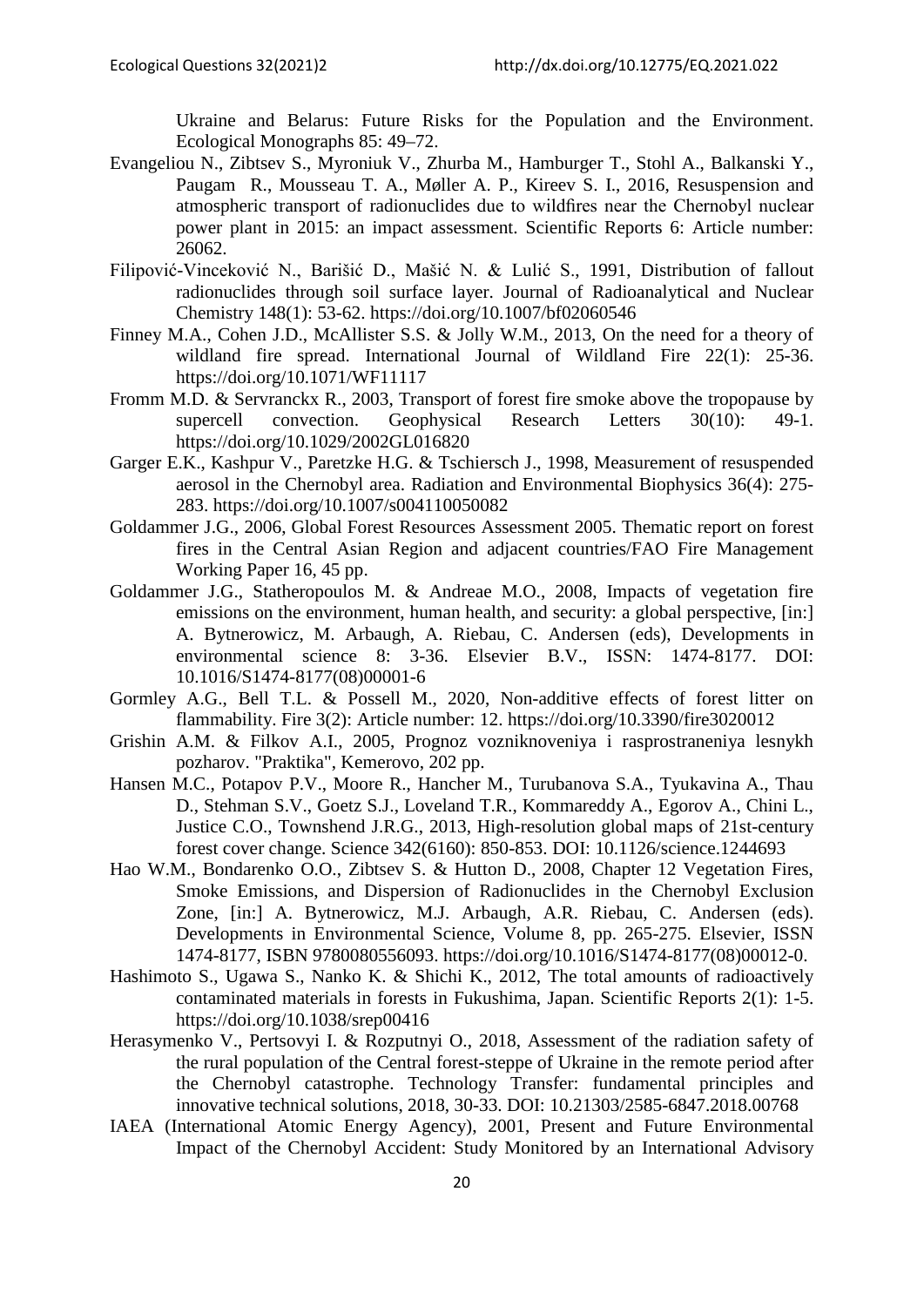Ukraine and Belarus: Future Risks for the Population and the Environment. Ecological Monographs 85: 49–72.

Evangeliou N., Zibtsev S., Myroniuk V., Zhurba M., Hamburger T., Stohl A., Balkanski Y., Paugam R., Mousseau T. A., Møller A. P., Kireev S. I., 2016, Resuspension and atmospheric transport of radionuclides due to wildfires near the Chernobyl nuclear power plant in 2015: an impact assessment. Scientific Reports 6: Article number: 26062.

Filipović-Vinceković N., Barišić D., Mašić N. & Lulić S., 1991, Distribution of fallout radionuclides through soil surface layer. Journal of Radioanalytical and Nuclear Chemistry 148(1): 53-62. https://doi.org/10.1007/bf02060546

Finney M.A., Cohen J.D., McAllister S.S. & Jolly W.M., 2013, On the need for a theory of wildland fire spread. International Journal of Wildland Fire 22(1): 25-36. https://doi.org/10.1071/WF11117

Fromm M.D. & Servranckx R., 2003, Transport of forest fire smoke above the tropopause by supercell convection. Geophysical Research Letters 30(10): 49-1. https://doi.org/10.1029/2002GL016820

Garger E.K., Kashpur V., Paretzke H.G. & Tschiersch J., 1998, Measurement of resuspended aerosol in the Chernobyl area. Radiation and Environmental Biophysics 36(4): 275-283. https://doi.org/10.1007/s004110050082

Goldammer J.G., 2006, Global Forest Resources Assessment 2005. Thematic report on forest fires in the Central Asian Region and adjacent countries/FAO Fire Management Working Paper 16, 45 pp.

Goldammer J.G., Statheropoulos M. & Andreae M.O., 2008, Impacts of vegetation fire emissions on the environment, human health, and security: a global perspective, [in:] A. Bytnerowicz, M. Arbaugh, A. Riebau, C. Andersen (eds), Developments in environmental science 8: 3-36. Elsevier B.V., ISSN: 1474-8177. DOI: 10.1016/S1474-8177(08)00001-6

Gormley A.G., Bell T.L. & Possell M., 2020, Non-additive effects of forest litter on flammability. Fire 3(2): Article number: 12. https://doi.org/10.3390/fire3020012

Grishin A.M. & Filkov A.I., 2005, Prognoz vozniknoveniya i rasprostraneniya lesnykh pozharov. "Praktika", Kemerovo, 202 pp.

Hansen M.C., Potapov P.V., Moore R., Hancher M., Turubanova S.A., Tyukavina A., Thau D., Stehman S.V., Goetz S.J., Loveland T.R., Kommareddy A., Egorov A., Chini L., Justice C.O., Townshend J.R.G., 2013, High-resolution global maps of 21st-century forest cover change. Science 342(6160): 850-853. DOI: 10.1126/science.1244693

Hao W.M., Bondarenko O.O., Zibtsev S. & Hutton D., 2008, Chapter 12 Vegetation Fires, Smoke Emissions, and Dispersion of Radionuclides in the Chernobyl Exclusion Zone, [in:] A. Bytnerowicz, M.J. Arbaugh, A.R. Riebau, C. Andersen (eds). Developments in Environmental Science, Volume 8, pp. 265-275. Elsevier, ISSN 1474-8177, ISBN 9780080556093. https://doi.org/10.1016/S1474-8177(08)00012-0.

Hashimoto S., Ugawa S., Nanko K. & Shichi K., 2012, The total amounts of radioactively contaminated materials in forests in Fukushima, Japan. Scientific Reports 2(1): 1-5. https://doi.org/10.1038/srep00416

Herasymenko V., Pertsovyi I. & Rozputnyi O., 2018, Assessment of the radiation safety of the rural population of the Central forest-steppe of Ukraine in the remote period after the Chernobyl catastrophe. Technology Transfer: fundamental principles and innovative technical solutions, 2018, 30-33. DOI: 10.21303/2585-6847.2018.00768

IAEA (International Atomic Energy Agency), 2001, Present and Future Environmental Impact of the Chernobyl Accident: Study Monitored by an International Advisory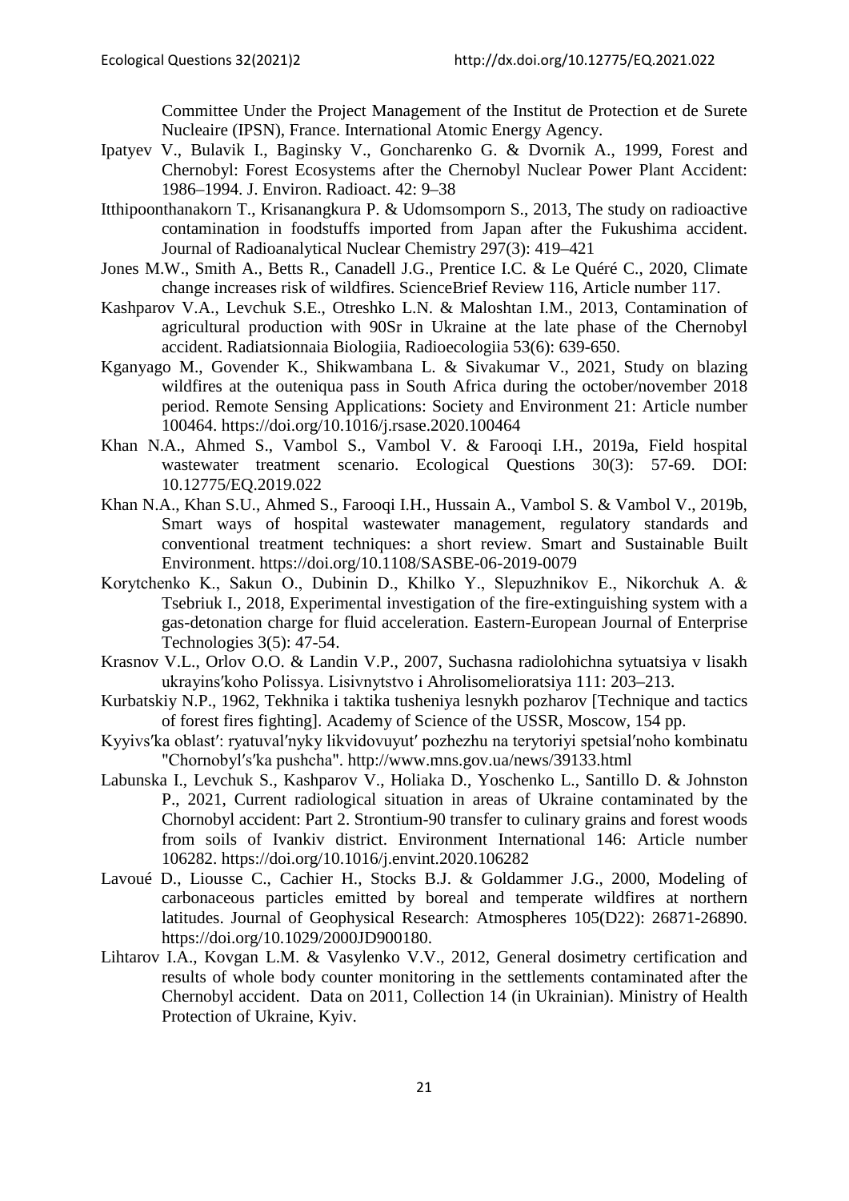Committee Under the Project Management of the Institut de Protection et de Surete Nucleaire (IPSN), France. International Atomic Energy Agency.

Ipatyev V., Bulavik I., Baginsky V., Goncharenko G. & Dvornik A., 1999, Forest and Chernobyl: Forest Ecosystems after the Chernobyl Nuclear Power Plant Accident: 1986–1994. J. Environ. Radioact. 42: 9–38

Itthipoonthanakorn T., Krisanangkura P. & Udomsomporn S., 2013, The study on radioactive contamination in foodstuffs imported from Japan after the Fukushima accident. Journal of Radioanalytical Nuclear Chemistry 297(3): 419–421

Jones M.W., Smith A., Betts R., Canadell J.G., Prentice I.C. & Le Quéré C., 2020, Climate change increases risk of wildfires. ScienceBrief Review 116, Article number 117.

Kashparov V.A., Levchuk S.E., Otreshko L.N. & Maloshtan I.M., 2013, Contamination of agricultural production with 90Sr in Ukraine at the late phase of the Chernobyl accident. Radiatsionnaia Biologiia, Radioecologiia 53(6): 639-650.

Kganyago M., Govender K., Shikwambana L. & Sivakumar V., 2021, Study on blazing wildfires at the outeniqua pass in South Africa during the october/november 2018 period. Remote Sensing Applications: Society and Environment 21: Article number 100464. https://doi.org/10.1016/j.rsase.2020.100464

Khan N.A., Ahmed S., Vambol S., Vambol V. & Farooqi I.H., 2019a, Field hospital wastewater treatment scenario. Ecological Questions 30(3): 57-69. DOI: 10.12775/EQ.2019.022

Khan N.A., Khan S.U., Ahmed S., Farooqi I.H., Hussain A., Vambol S. & Vambol V., 2019b, Smart ways of hospital wastewater management, regulatory standards and conventional treatment techniques: a short review. Smart and Sustainable Built Environment. https://doi.org/10.1108/SASBE-06-2019-0079

Korytchenko K., Sakun O., Dubinin D., Khilko Y., Slepuzhnikov E., Nikorchuk A. & Tsebriuk I., 2018, Experimental investigation of the fire-extinguishing system with a gas-detonation charge for fluid acceleration. Eastern-European Journal of Enterprise Technologies 3(5): 47-54.

Krasnov V.L., Orlov O.O. & Landin V.P., 2007, Suchasna radiolohichna sytuatsiya v lisakh ukrayinsʹkoho Polissya. Lisivnytstvo i Ahrolisomelioratsiya 111: 203–213.

Kurbatskiy N.P., 1962, Tekhnika i taktika tusheniya lesnykh pozharov [Technique and tactics of forest fires fighting]. Academy of Science of the USSR, Moscow, 154 pp.

Kyyivsʹka oblastʹ: ryatuvalʹnyky likvidovuyutʹ pozhezhu na terytoriyi spetsialʹnoho kombinatu "Chornobylʹsʹka pushcha". http://www.mns.gov.ua/news/39133.html

Labunska I., Levchuk S., Kashparov V., Holiaka D., Yoschenko L., Santillo D. & Johnston P., 2021, Current radiological situation in areas of Ukraine contaminated by the Chornobyl accident: Part 2. Strontium-90 transfer to culinary grains and forest woods from soils of Ivankiv district. Environment International 146: Article number 106282. https://doi.org/10.1016/j.envint.2020.106282

Lavoué D., Liousse C., Cachier H., Stocks B.J. & Goldammer J.G., 2000, Modeling of carbonaceous particles emitted by boreal and temperate wildfires at northern latitudes. Journal of Geophysical Research: Atmospheres 105(D22): 26871-26890. https://doi.org/10.1029/2000JD900180.

Lihtarov I.A., Kovgan L.M. & Vasylenko V.V., 2012, General dosimetry certification and results of whole body counter monitoring in the settlements contaminated after the Chernobyl accident. Data on 2011, Collection 14 (in Ukrainian). Ministry of Health Protection of Ukraine, Kyiv.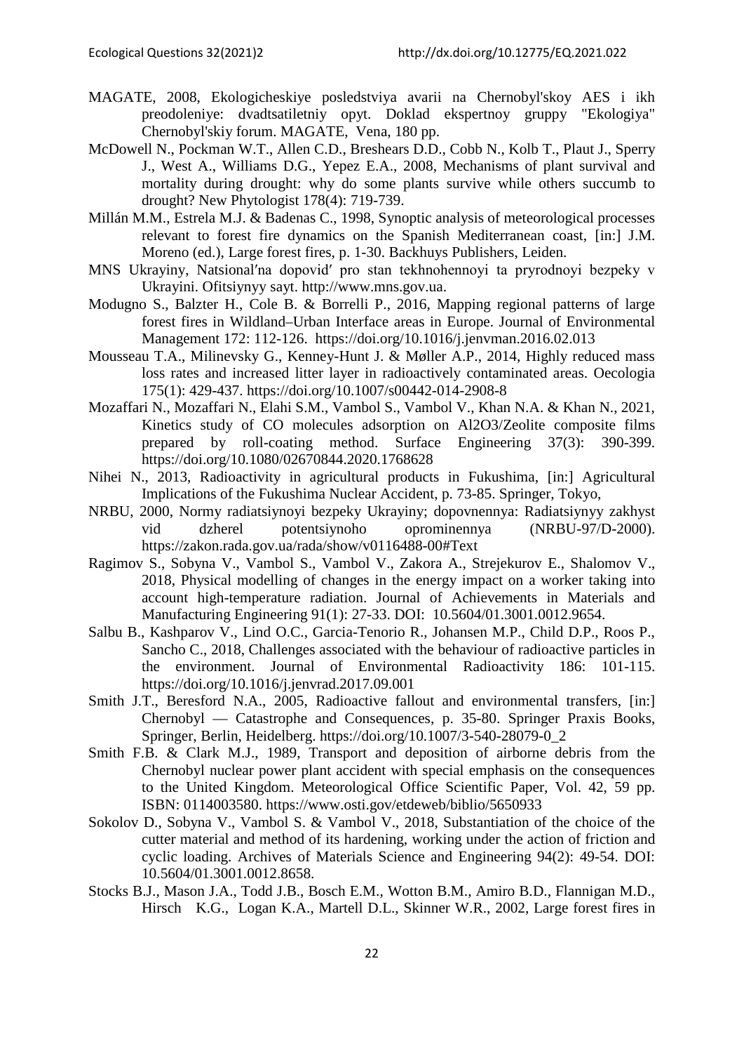MAGATE, 2008, Ekologicheskiye posledstviya avarii na Chernobyl'skoy AES i ikh preodoleniye: dvadtsatiletniy opyt. Doklad ekspertnoy gruppy "Ekologiya" Chernobyl'skiy forum. MAGATE, Vena, 180 pp.

McDowell N., Pockman W.T., Allen C.D., Breshears D.D., Cobb N., Kolb T., Plaut J., Sperry J., West A., Williams D.G., Yepez E.A., 2008, Mechanisms of plant survival and mortality during drought: why do some plants survive while others succumb to drought? New Phytologist 178(4): 719-739.

Millán M.M., Estrela M.J. & Badenas C., 1998, Synoptic analysis of meteorological processes relevant to forest fire dynamics on the Spanish Mediterranean coast, [in:] J.M. Moreno (ed.), Large forest fires, p. 1-30. Backhuys Publishers, Leiden.

MNS Ukrayiny, Natsionalʹna dopovidʹ pro stan tekhnohennoyi ta pryrodnoyi bezpeky v Ukrayini. Ofitsiynyy sayt. http://www.mns.gov.ua.

Modugno S., Balzter H., Cole B. & Borrelli P., 2016, Mapping regional patterns of large forest fires in Wildland–Urban Interface areas in Europe. Journal of Environmental Management 172: 112-126. https://doi.org/10.1016/j.jenvman.2016.02.013

Mousseau T.A., Milinevsky G., Kenney-Hunt J. & Møller A.P., 2014, Highly reduced mass loss rates and increased litter layer in radioactively contaminated areas. Oecologia 175(1): 429-437. https://doi.org/10.1007/s00442-014-2908-8

Mozaffari N., Mozaffari N., Elahi S.M., Vambol S., Vambol V., Khan N.A. & Khan N., 2021, Kinetics study of CO molecules adsorption on Al2O3/Zeolite composite films prepared by roll-coating method. Surface Engineering 37(3): 390-399. https://doi.org/10.1080/02670844.2020.1768628

Nihei N., 2013, Radioactivity in agricultural products in Fukushima, [in:] Agricultural Implications of the Fukushima Nuclear Accident, p. 73-85. Springer, Tokyo,

NRBU, 2000, Normy radiatsiynoyi bezpeky Ukrayiny; dopovnennya: Radiatsiynyy zakhyst vid dzherel potentsiynoho oprominennya (NRBU-97/D-2000). https://zakon.rada.gov.ua/rada/show/v0116488-00#Text

Ragimov S., Sobyna V., Vambol S., Vambol V., Zakora A., Strejekurov E., Shalomov V., 2018, Physical modelling of changes in the energy impact on a worker taking into account high-temperature radiation. Journal of Achievements in Materials and Manufacturing Engineering 91(1): 27-33. DOI: 10.5604/01.3001.0012.9654.

Salbu B., Kashparov V., Lind O.C., Garcia-Tenorio R., Johansen M.P., Child D.P., Roos P., Sancho C., 2018, Challenges associated with the behaviour of radioactive particles in the environment. Journal of Environmental Radioactivity 186: 101-115. https://doi.org/10.1016/j.jenvrad.2017.09.001

Smith J.T., Beresford N.A., 2005, Radioactive fallout and environmental transfers, [in:] Chernobyl — Catastrophe and Consequences, p. 35-80. Springer Praxis Books, Springer, Berlin, Heidelberg. https://doi.org/10.1007/3-540-28079-0_2

Smith F.B. & Clark M.J., 1989, Transport and deposition of airborne debris from the Chernobyl nuclear power plant accident with special emphasis on the consequences to the United Kingdom. Meteorological Office Scientific Paper, Vol. 42, 59 pp. ISBN: 0114003580. https://www.osti.gov/etdeweb/biblio/5650933

Sokolov D., Sobyna V., Vambol S. & Vambol V., 2018, Substantiation of the choice of the cutter material and method of its hardening, working under the action of friction and cyclic loading. Archives of Materials Science and Engineering 94(2): 49-54. DOI: 10.5604/01.3001.0012.8658.

Stocks B.J., Mason J.A., Todd J.B., Bosch E.M., Wotton B.M., Amiro B.D., Flannigan M.D., Hirsch K.G., Logan K.A., Martell D.L., Skinner W.R., 2002, Large forest fires in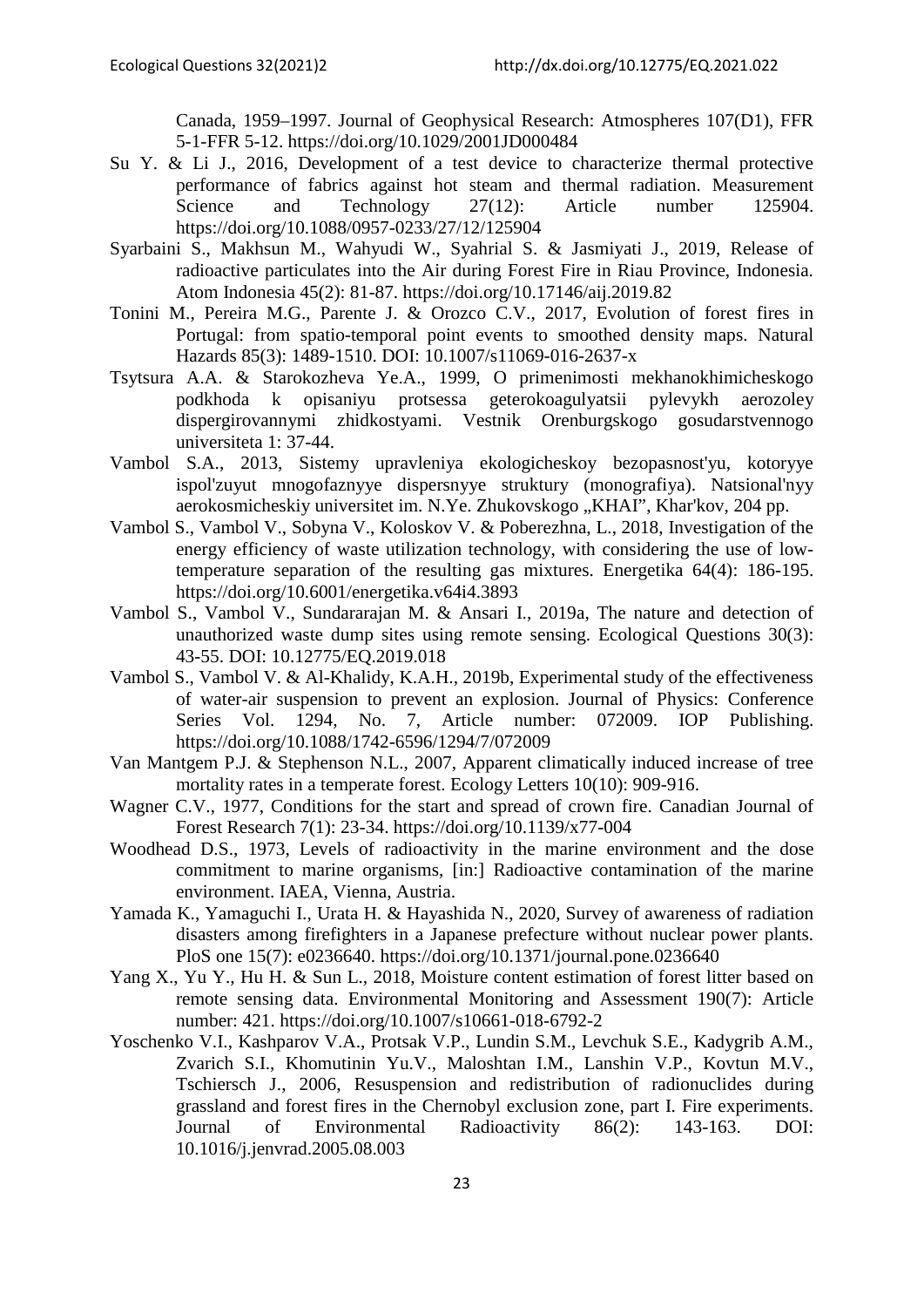Canada, 1959–1997. Journal of Geophysical Research: Atmospheres 107(D1), FFR 5-1-FFR 5-12. https://doi.org/10.1029/2001JD000484

Su Y. & Li J., 2016, Development of a test device to characterize thermal protective performance of fabrics against hot steam and thermal radiation. Measurement Science and Technology 27(12): Article number 125904. https://doi.org/10.1088/0957-0233/27/12/125904

Syarbaini S., Makhsun M., Wahyudi W., Syahrial S. & Jasmiyati J., 2019, Release of radioactive particulates into the Air during Forest Fire in Riau Province, Indonesia. Atom Indonesia 45(2): 81-87. https://doi.org/10.17146/aij.2019.82

Tonini M., Pereira M.G., Parente J. & Orozco C.V., 2017, Evolution of forest fires in Portugal: from spatio-temporal point events to smoothed density maps. Natural Hazards 85(3): 1489-1510. DOI: 10.1007/s11069-016-2637-x

Tsytsura A.A. & Starokozheva Ye.A., 1999, O primenimosti mekhanokhimicheskogo podkhoda k opisaniyu protsessa geterokoagulyatsii pylevykh aerozoley dispergirovannymi zhidkostyami. Vestnik Orenburgskogo gosudarstvennogo universiteta 1: 37-44.

Vambol S.A., 2013, Sistemy upravleniya ekologicheskoy bezopasnost'yu, kotoryye ispol'zuyut mnogofaznyye dispersnyye struktury (monografiya). Natsional'nyy aerokosmicheskiy universitet im. N.Ye. Zhukovskogo „KHAI", Khar'kov, 204 pp.

Vambol S., Vambol V., Sobyna V., Koloskov V. & Poberezhna, L., 2018, Investigation of the energy efficiency of waste utilization technology, with considering the use of low-temperature separation of the resulting gas mixtures. Energetika 64(4): 186-195. https://doi.org/10.6001/energetika.v64i4.3893

Vambol S., Vambol V., Sundararajan M. & Ansari I., 2019a, The nature and detection of unauthorized waste dump sites using remote sensing. Ecological Questions 30(3): 43-55. DOI: 10.12775/EQ.2019.018

Vambol S., Vambol V. & Al-Khalidy, K.A.H., 2019b, Experimental study of the effectiveness of water-air suspension to prevent an explosion. Journal of Physics: Conference Series Vol. 1294, No. 7, Article number: 072009. IOP Publishing. https://doi.org/10.1088/1742-6596/1294/7/072009

Van Mantgem P.J. & Stephenson N.L., 2007, Apparent climatically induced increase of tree mortality rates in a temperate forest. Ecology Letters 10(10): 909-916.

Wagner C.V., 1977, Conditions for the start and spread of crown fire. Canadian Journal of Forest Research 7(1): 23-34. https://doi.org/10.1139/x77-004

Woodhead D.S., 1973, Levels of radioactivity in the marine environment and the dose commitment to marine organisms, [in:] Radioactive contamination of the marine environment. IAEA, Vienna, Austria.

Yamada K., Yamaguchi I., Urata H. & Hayashida N., 2020, Survey of awareness of radiation disasters among firefighters in a Japanese prefecture without nuclear power plants. PloS one 15(7): e0236640. https://doi.org/10.1371/journal.pone.0236640

Yang X., Yu Y., Hu H. & Sun L., 2018, Moisture content estimation of forest litter based on remote sensing data. Environmental Monitoring and Assessment 190(7): Article number: 421. https://doi.org/10.1007/s10661-018-6792-2

Yoschenko V.I., Kashparov V.A., Protsak V.P., Lundin S.M., Levchuk S.E., Kadygrib A.M., Zvarich S.I., Khomutinin Yu.V., Maloshtan I.M., Lanshin V.P., Kovtun M.V., Tschiersch J., 2006, Resuspension and redistribution of radionuclides during grassland and forest fires in the Chernobyl exclusion zone, part I. Fire experiments. Journal of Environmental Radioactivity 86(2): 143-163. DOI: 10.1016/j.jenvrad.2005.08.003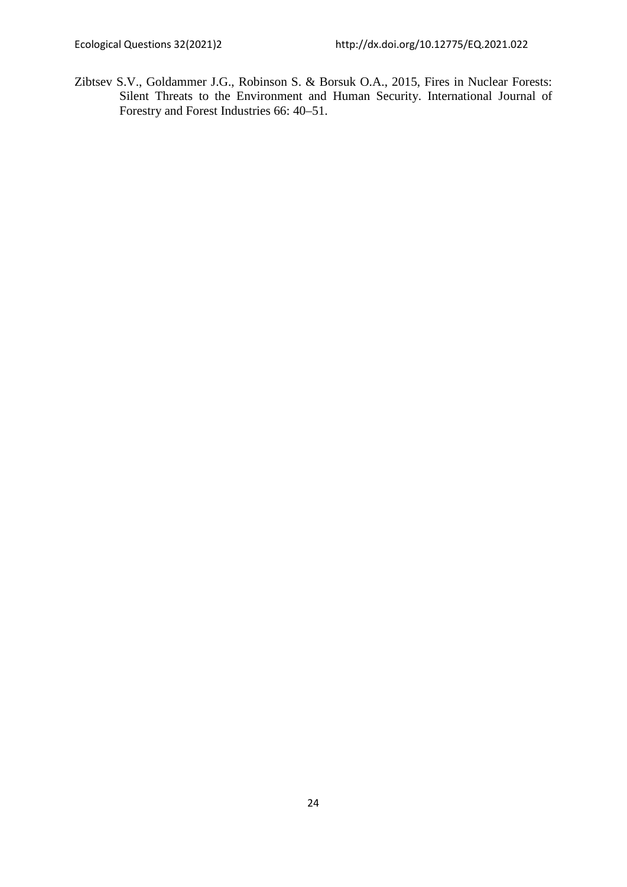Zibtsev S.V., Goldammer J.G., Robinson S. & Borsuk O.A., 2015, Fires in Nuclear Forests: Silent Threats to the Environment and Human Security. International Journal of Forestry and Forest Industries 66: 40–51.